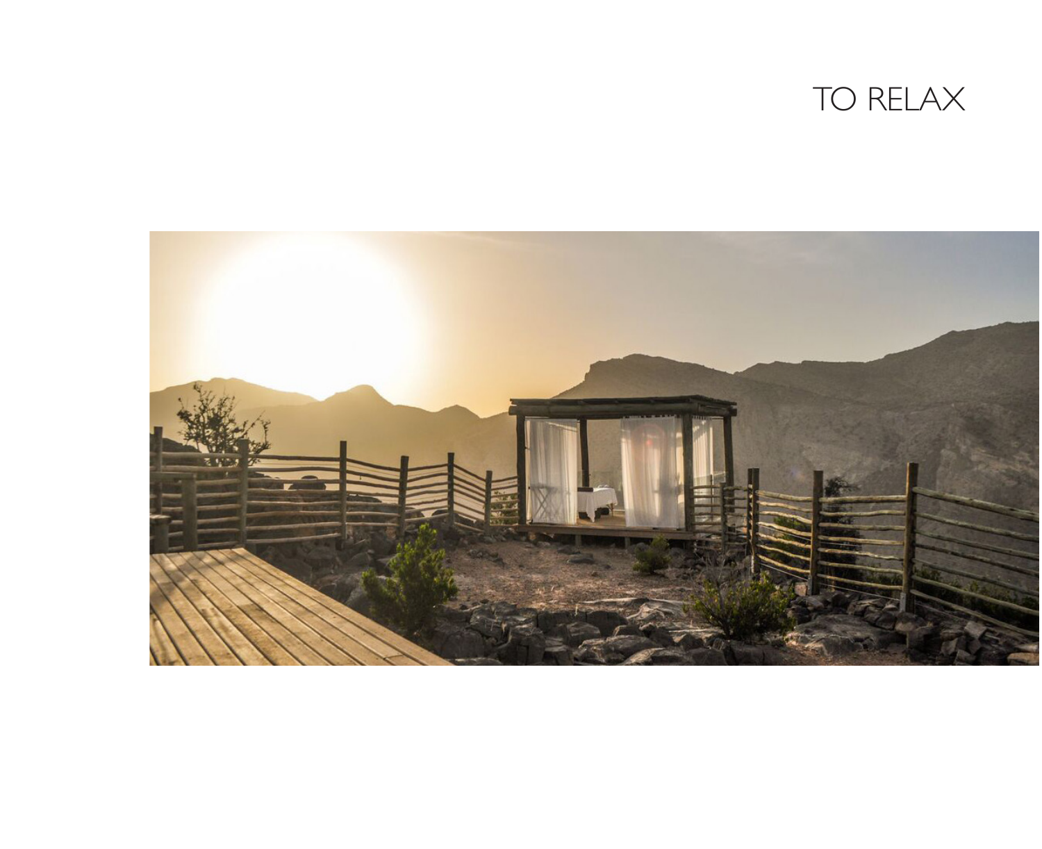# TO RELAX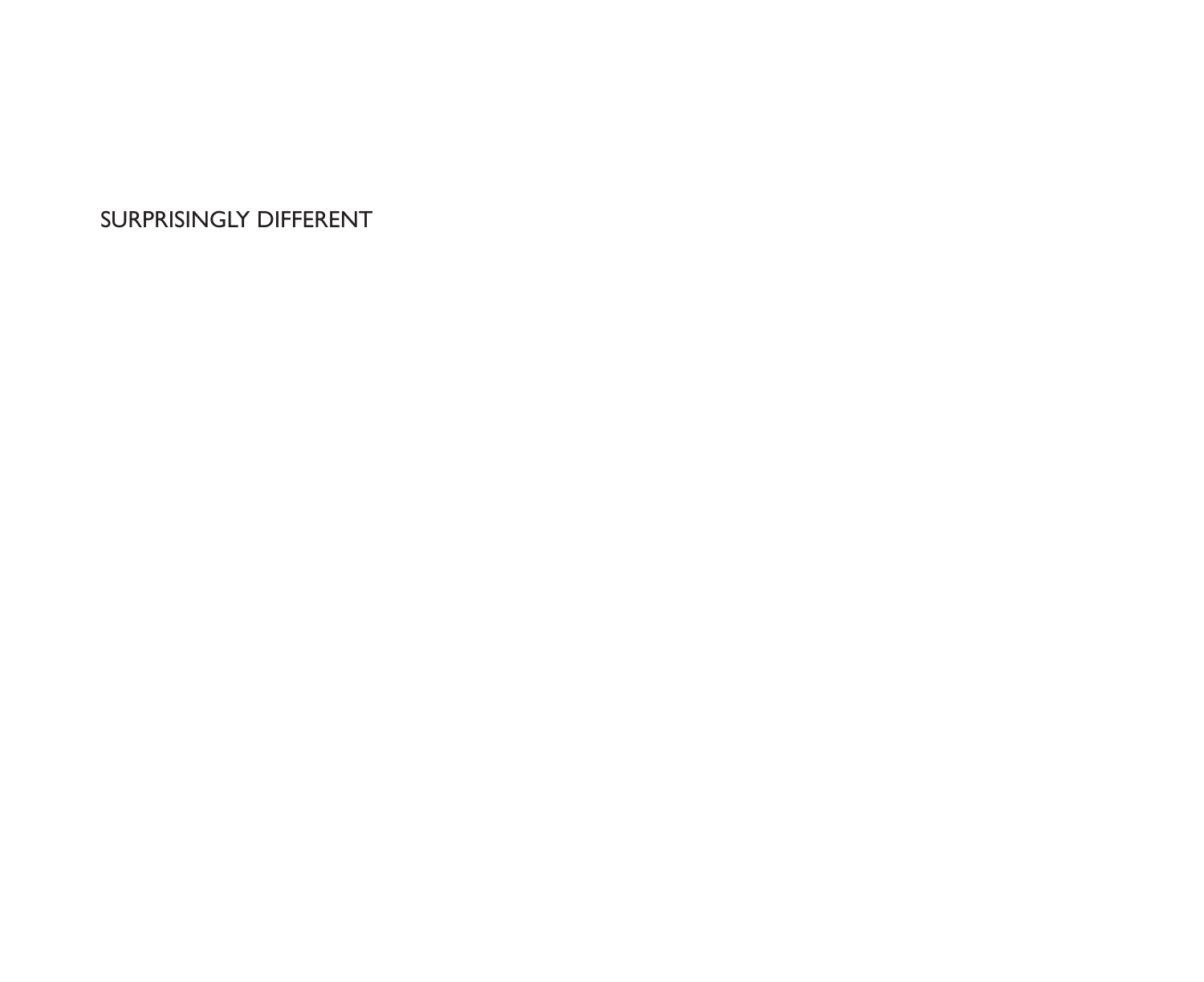SURPRISINGLY DIFFERENT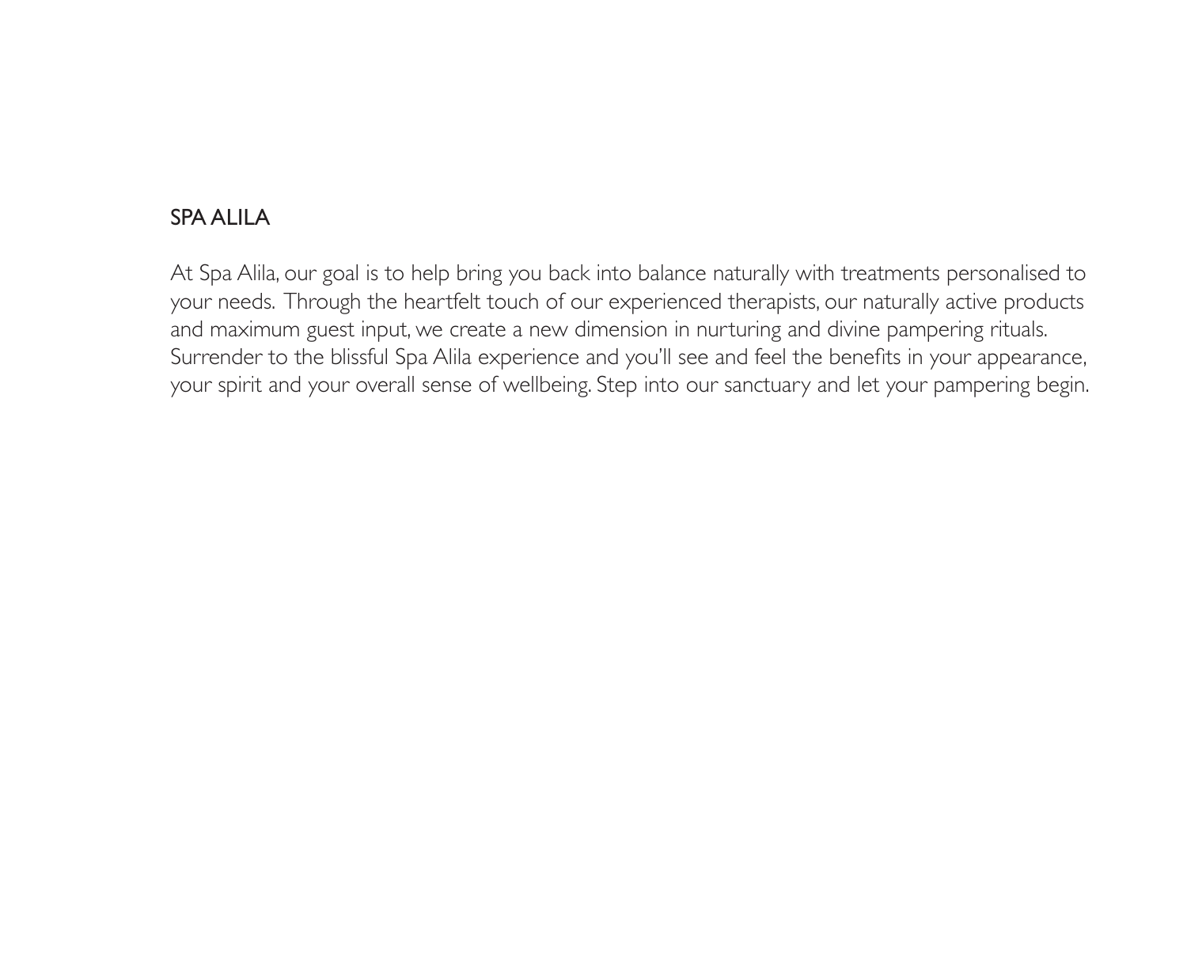# SPA ALILA

At Spa Alila, our goal is to help bring you back into balance naturally with treatments personalised to your needs. Through the heartfelt touch of our experienced therapists, our naturally active products and maximum guest input, we create a new dimension in nurturing and divine pampering rituals. Surrender to the blissful Spa Alila experience and you'll see and feel the benefits in your appearance, your spirit and your overall sense of wellbeing. Step into our sanctuary and let your pampering begin.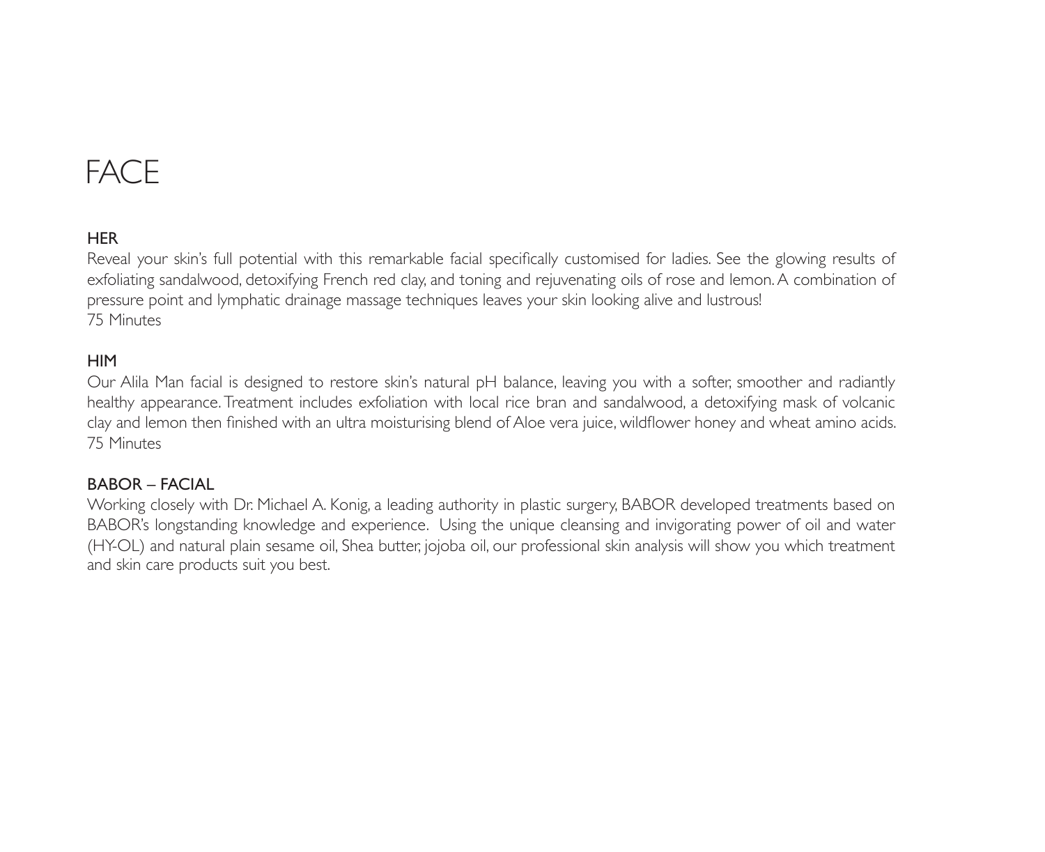# FACE

## HER

Reveal your skin's full potential with this remarkable facial specifically customised for ladies. See the glowing results of exfoliating sandalwood, detoxifying French red clay, and toning and rejuvenating oils of rose and lemon. A combination of pressure point and lymphatic drainage massage techniques leaves your skin looking alive and lustrous!
75 Minutes

## HIM

Our Alila Man facial is designed to restore skin's natural pH balance, leaving you with a softer, smoother and radiantly healthy appearance. Treatment includes exfoliation with local rice bran and sandalwood, a detoxifying mask of volcanic clay and lemon then finished with an ultra moisturising blend of Aloe vera juice, wildflower honey and wheat amino acids.
75 Minutes

## BABOR – FACIAL

Working closely with Dr. Michael A. Konig, a leading authority in plastic surgery, BABOR developed treatments based on BABOR's longstanding knowledge and experience. Using the unique cleansing and invigorating power of oil and water (HY-OL) and natural plain sesame oil, Shea butter, jojoba oil, our professional skin analysis will show you which treatment and skin care products suit you best.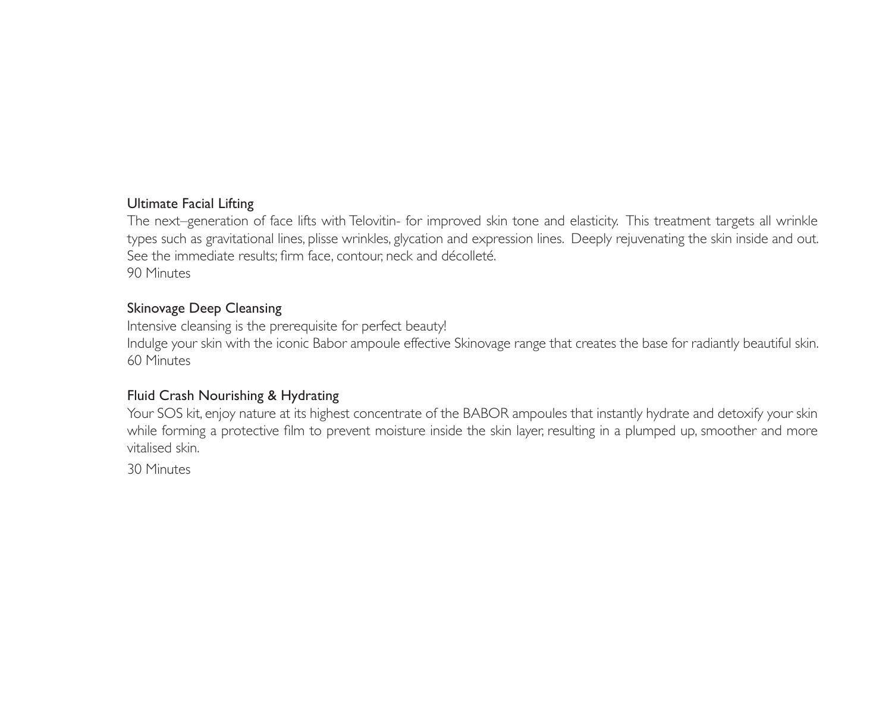### Ultimate Facial Lifting

The next–generation of face lifts with Telovitin- for improved skin tone and elasticity. This treatment targets all wrinkle types such as gravitational lines, plisse wrinkles, glycation and expression lines. Deeply rejuvenating the skin inside and out. See the immediate results; firm face, contour, neck and décolleté.
90 Minutes

### Skinovage Deep Cleansing

Intensive cleansing is the prerequisite for perfect beauty!
Indulge your skin with the iconic Babor ampoule effective Skinovage range that creates the base for radiantly beautiful skin.
60 Minutes

### Fluid Crash Nourishing & Hydrating

Your SOS kit, enjoy nature at its highest concentrate of the BABOR ampoules that instantly hydrate and detoxify your skin while forming a protective film to prevent moisture inside the skin layer, resulting in a plumped up, smoother and more vitalised skin.

30 Minutes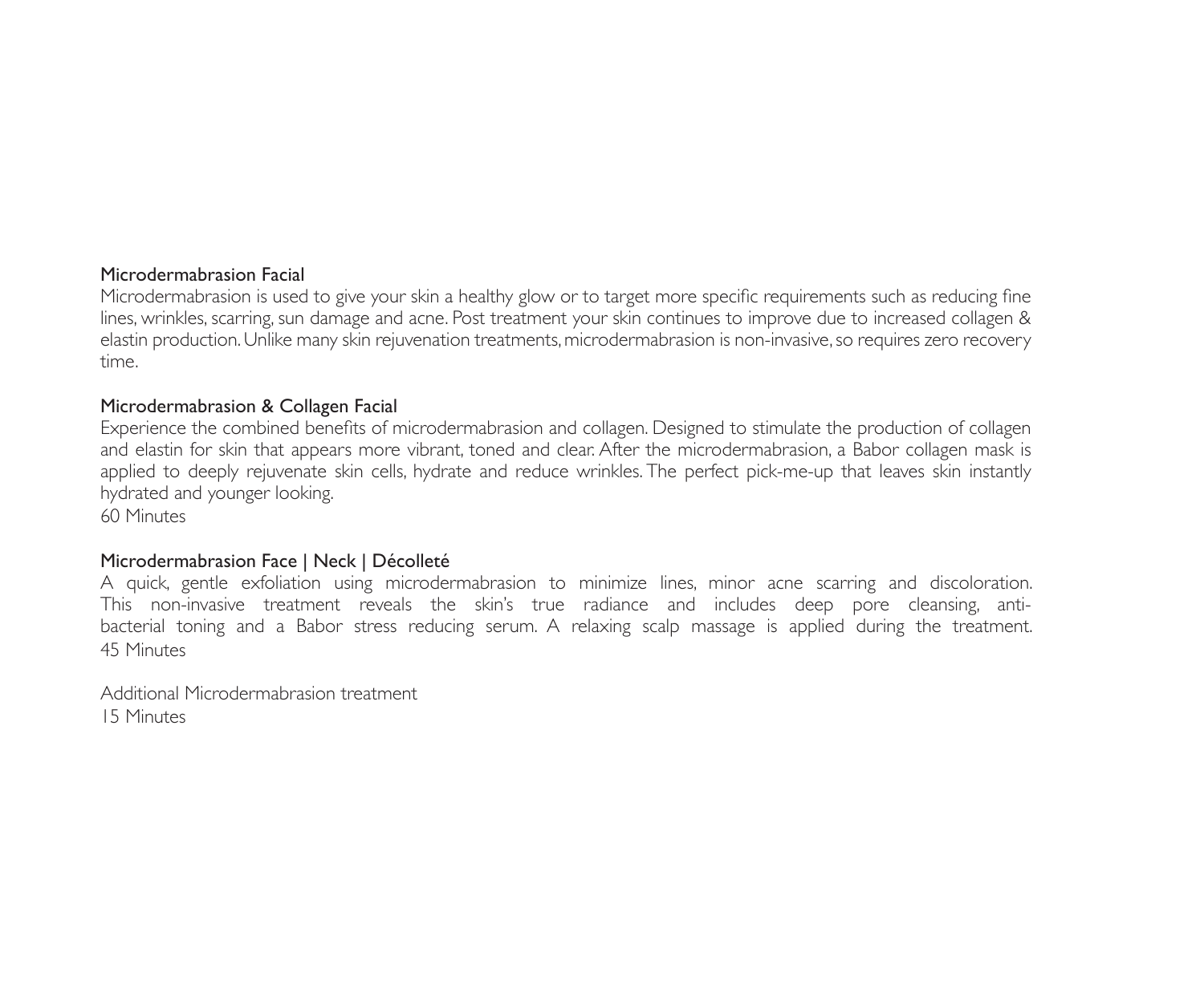### Microdermabrasion Facial

Microdermabrasion is used to give your skin a healthy glow or to target more specific requirements such as reducing fine lines, wrinkles, scarring, sun damage and acne. Post treatment your skin continues to improve due to increased collagen & elastin production. Unlike many skin rejuvenation treatments, microdermabrasion is non-invasive, so requires zero recovery time.

### Microdermabrasion & Collagen Facial

Experience the combined benefits of microdermabrasion and collagen. Designed to stimulate the production of collagen and elastin for skin that appears more vibrant, toned and clear. After the microdermabrasion, a Babor collagen mask is applied to deeply rejuvenate skin cells, hydrate and reduce wrinkles. The perfect pick-me-up that leaves skin instantly hydrated and younger looking.
60 Minutes

### Microdermabrasion Face | Neck | Décolleté

A quick, gentle exfoliation using microdermabrasion to minimize lines, minor acne scarring and discoloration. This non-invasive treatment reveals the skin's true radiance and includes deep pore cleansing, anti-bacterial toning and a Babor stress reducing serum. A relaxing scalp massage is applied during the treatment.
45 Minutes

Additional Microdermabrasion treatment
15 Minutes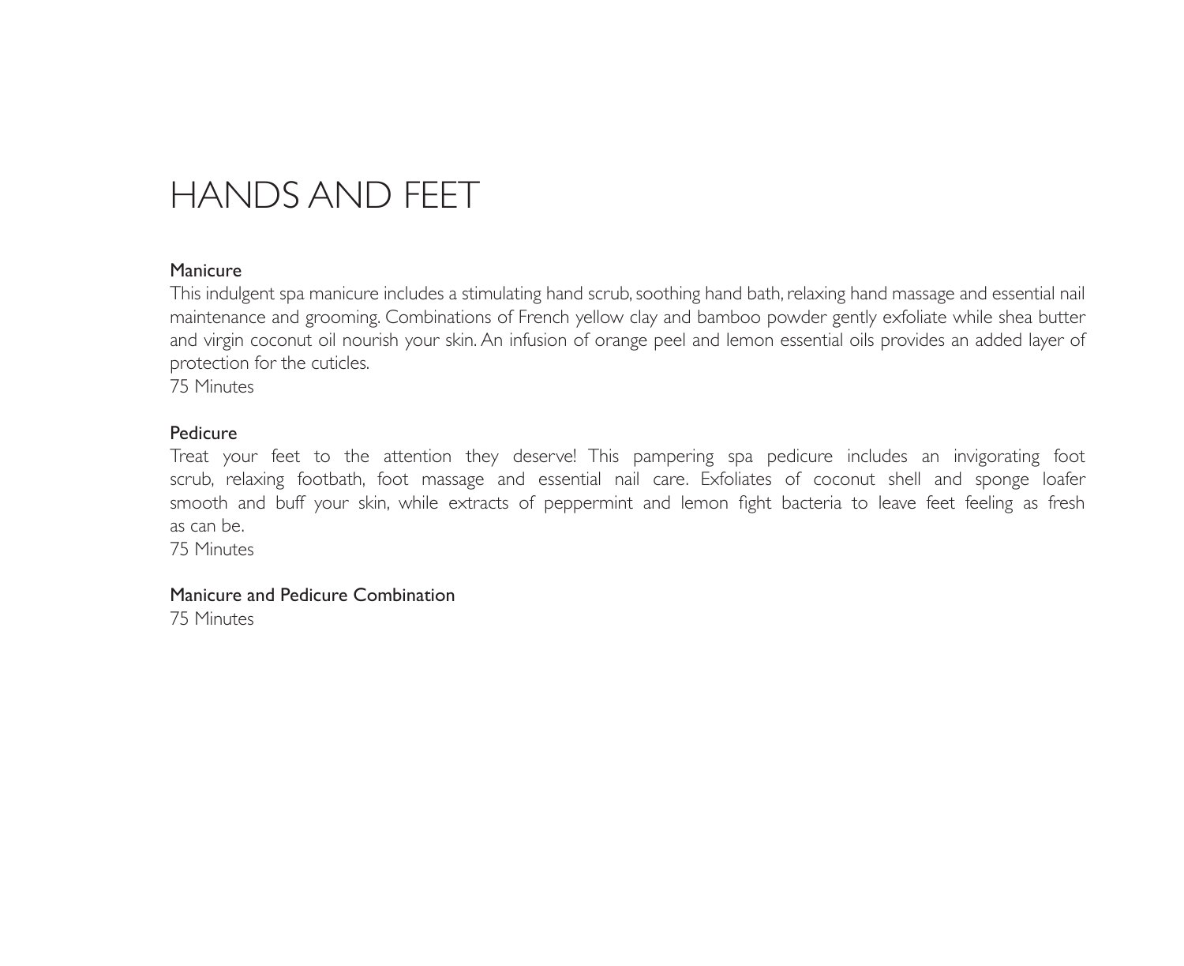# HANDS AND FEET

## Manicure

This indulgent spa manicure includes a stimulating hand scrub, soothing hand bath, relaxing hand massage and essential nail maintenance and grooming. Combinations of French yellow clay and bamboo powder gently exfoliate while shea butter and virgin coconut oil nourish your skin. An infusion of orange peel and lemon essential oils provides an added layer of protection for the cuticles.

75 Minutes

## Pedicure

Treat your feet to the attention they deserve! This pampering spa pedicure includes an invigorating foot scrub, relaxing footbath, foot massage and essential nail care. Exfoliates of coconut shell and sponge loafer smooth and buff your skin, while extracts of peppermint and lemon fight bacteria to leave feet feeling as fresh as can be.

75 Minutes

## Manicure and Pedicure Combination

75 Minutes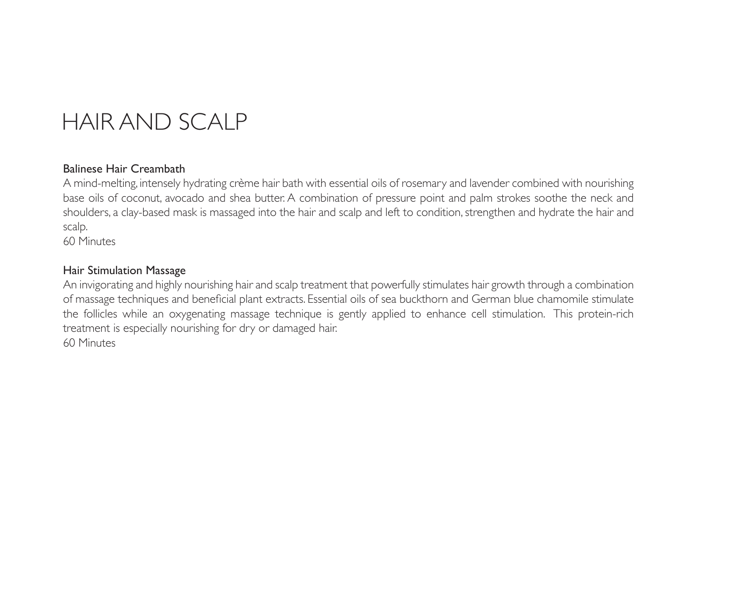# HAIR AND SCALP

### Balinese Hair Creambath

A mind-melting, intensely hydrating crème hair bath with essential oils of rosemary and lavender combined with nourishing base oils of coconut, avocado and shea butter. A combination of pressure point and palm strokes soothe the neck and shoulders, a clay-based mask is massaged into the hair and scalp and left to condition, strengthen and hydrate the hair and scalp.

60 Minutes

### Hair Stimulation Massage

An invigorating and highly nourishing hair and scalp treatment that powerfully stimulates hair growth through a combination of massage techniques and beneficial plant extracts. Essential oils of sea buckthorn and German blue chamomile stimulate the follicles while an oxygenating massage technique is gently applied to enhance cell stimulation. This protein-rich treatment is especially nourishing for dry or damaged hair.

60 Minutes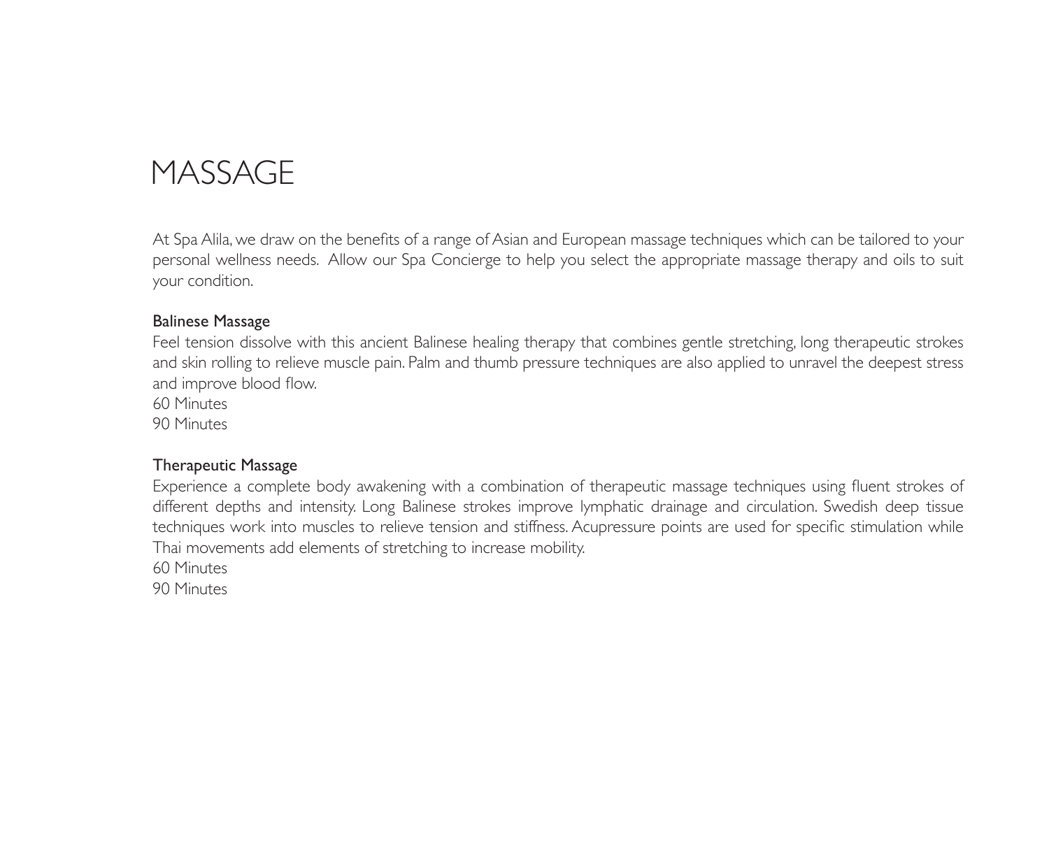# MASSAGE

At Spa Alila, we draw on the benefits of a range of Asian and European massage techniques which can be tailored to your personal wellness needs. Allow our Spa Concierge to help you select the appropriate massage therapy and oils to suit your condition.

## Balinese Massage

Feel tension dissolve with this ancient Balinese healing therapy that combines gentle stretching, long therapeutic strokes and skin rolling to relieve muscle pain. Palm and thumb pressure techniques are also applied to unravel the deepest stress and improve blood flow.

60 Minutes
90 Minutes

## Therapeutic Massage

Experience a complete body awakening with a combination of therapeutic massage techniques using fluent strokes of different depths and intensity. Long Balinese strokes improve lymphatic drainage and circulation. Swedish deep tissue techniques work into muscles to relieve tension and stiffness. Acupressure points are used for specific stimulation while Thai movements add elements of stretching to increase mobility.

60 Minutes
90 Minutes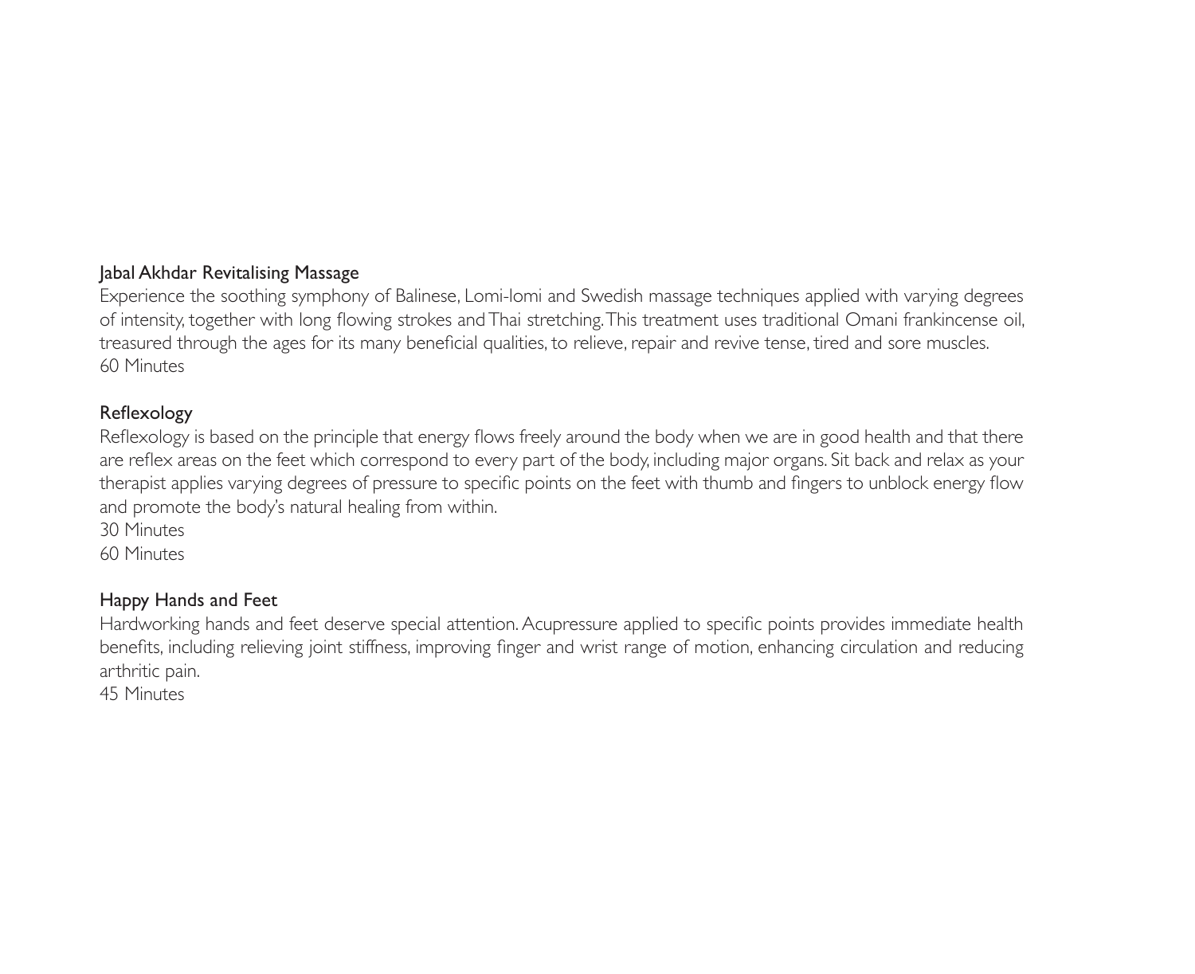## Jabal Akhdar Revitalising Massage

Experience the soothing symphony of Balinese, Lomi-lomi and Swedish massage techniques applied with varying degrees of intensity, together with long flowing strokes and Thai stretching. This treatment uses traditional Omani frankincense oil, treasured through the ages for its many beneficial qualities, to relieve, repair and revive tense, tired and sore muscles.
60 Minutes

## Reflexology

Reflexology is based on the principle that energy flows freely around the body when we are in good health and that there are reflex areas on the feet which correspond to every part of the body, including major organs. Sit back and relax as your therapist applies varying degrees of pressure to specific points on the feet with thumb and fingers to unblock energy flow and promote the body's natural healing from within.
30 Minutes
60 Minutes

## Happy Hands and Feet

Hardworking hands and feet deserve special attention. Acupressure applied to specific points provides immediate health benefits, including relieving joint stiffness, improving finger and wrist range of motion, enhancing circulation and reducing arthritic pain.
45 Minutes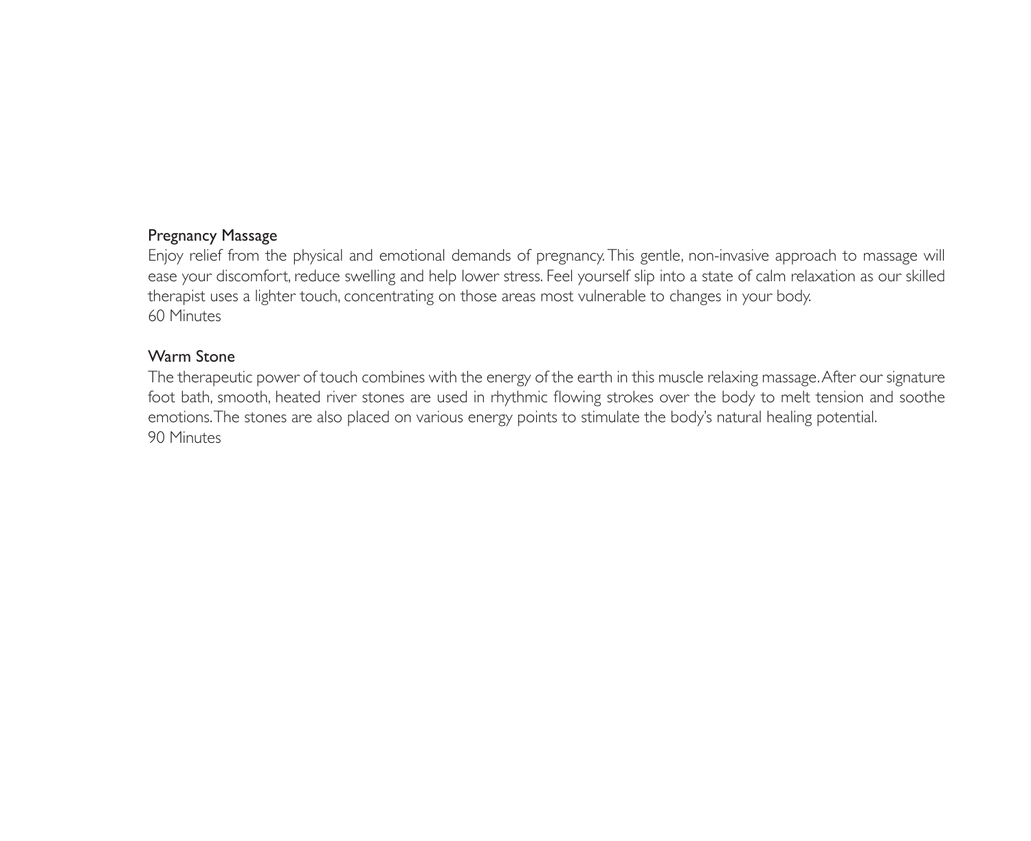### Pregnancy Massage

Enjoy relief from the physical and emotional demands of pregnancy. This gentle, non-invasive approach to massage will ease your discomfort, reduce swelling and help lower stress. Feel yourself slip into a state of calm relaxation as our skilled therapist uses a lighter touch, concentrating on those areas most vulnerable to changes in your body.
60 Minutes

### Warm Stone

The therapeutic power of touch combines with the energy of the earth in this muscle relaxing massage. After our signature foot bath, smooth, heated river stones are used in rhythmic flowing strokes over the body to melt tension and soothe emotions. The stones are also placed on various energy points to stimulate the body's natural healing potential.
90 Minutes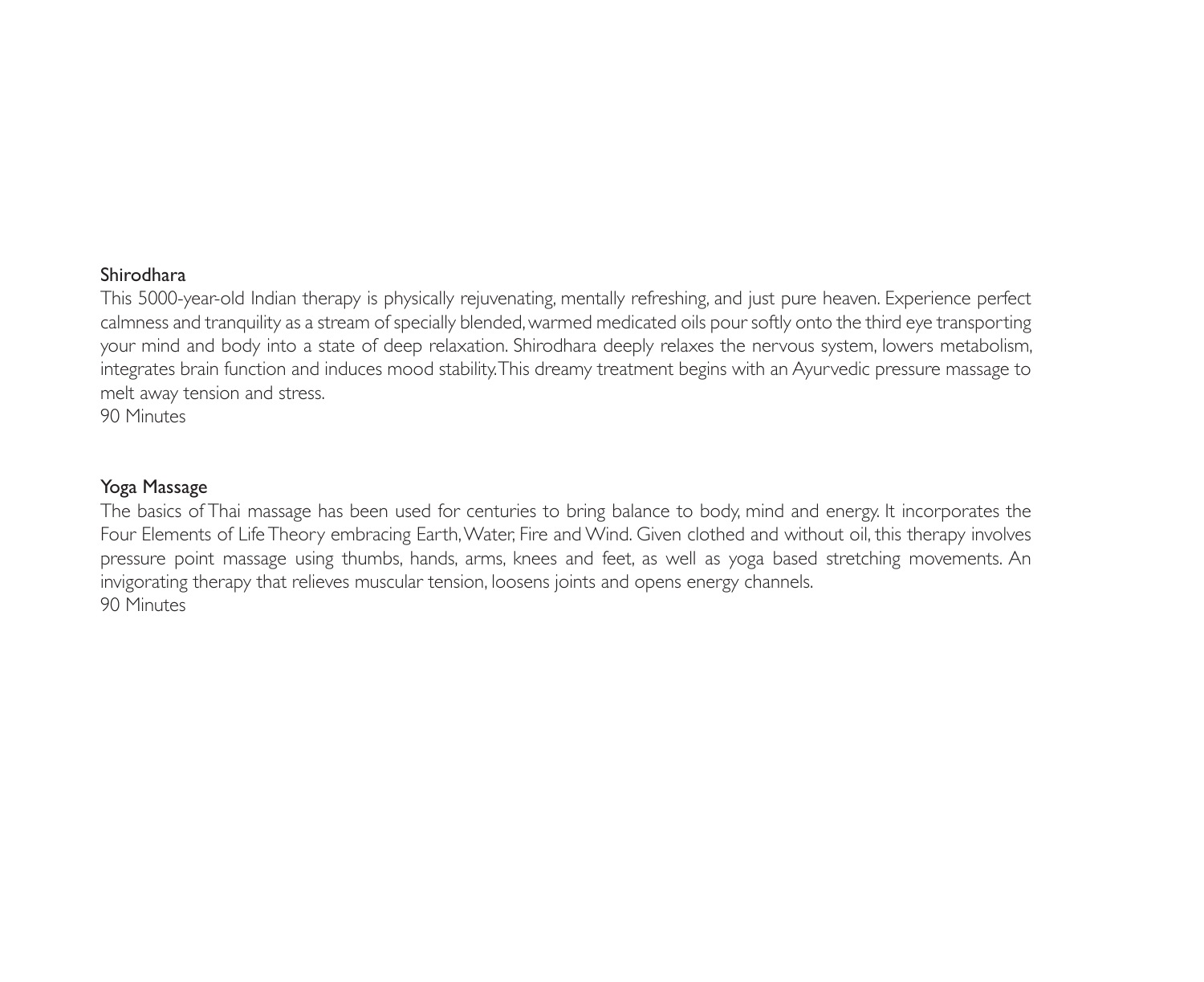## Shirodhara

This 5000-year-old Indian therapy is physically rejuvenating, mentally refreshing, and just pure heaven. Experience perfect calmness and tranquility as a stream of specially blended, warmed medicated oils pour softly onto the third eye transporting your mind and body into a state of deep relaxation. Shirodhara deeply relaxes the nervous system, lowers metabolism, integrates brain function and induces mood stability. This dreamy treatment begins with an Ayurvedic pressure massage to melt away tension and stress.

90 Minutes

## Yoga Massage

The basics of Thai massage has been used for centuries to bring balance to body, mind and energy. It incorporates the Four Elements of Life Theory embracing Earth, Water, Fire and Wind. Given clothed and without oil, this therapy involves pressure point massage using thumbs, hands, arms, knees and feet, as well as yoga based stretching movements. An invigorating therapy that relieves muscular tension, loosens joints and opens energy channels.

90 Minutes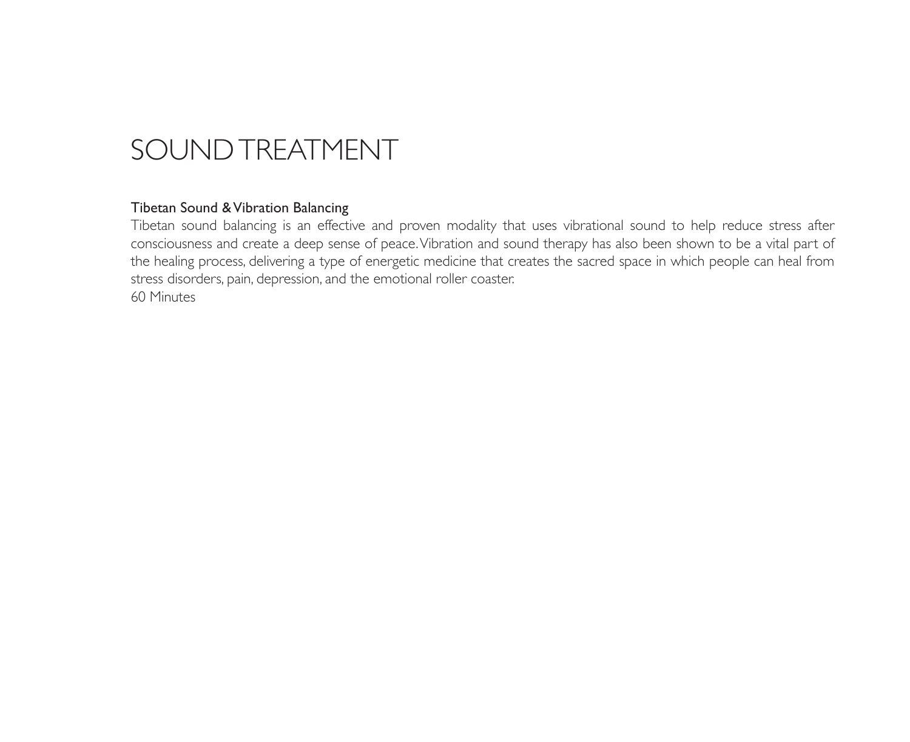# SOUND TREATMENT

**Tibetan Sound & Vibration Balancing**

Tibetan sound balancing is an effective and proven modality that uses vibrational sound to help reduce stress after consciousness and create a deep sense of peace. Vibration and sound therapy has also been shown to be a vital part of the healing process, delivering a type of energetic medicine that creates the sacred space in which people can heal from stress disorders, pain, depression, and the emotional roller coaster.

60 Minutes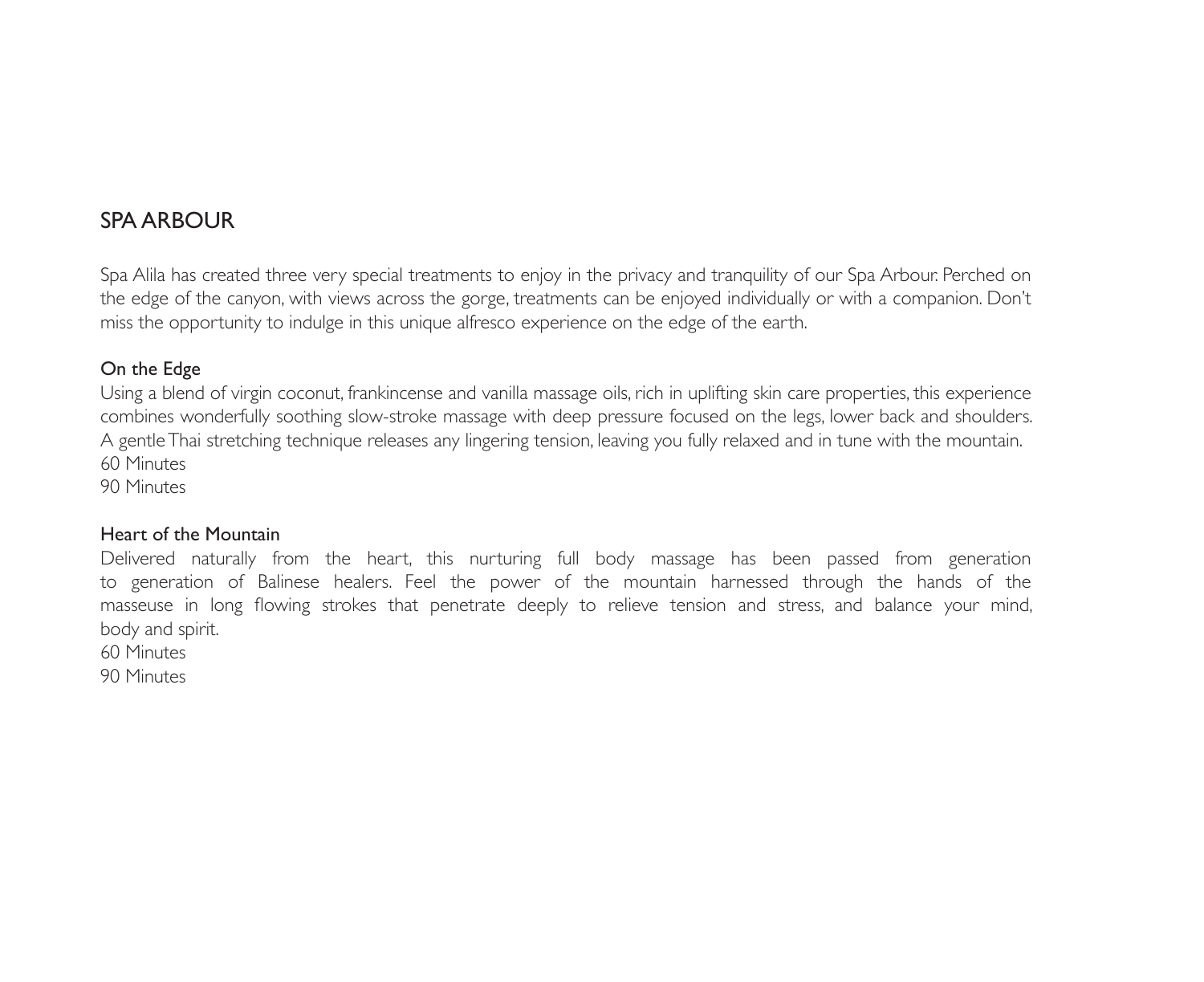## SPA ARBOUR

Spa Alila has created three very special treatments to enjoy in the privacy and tranquility of our Spa Arbour. Perched on the edge of the canyon, with views across the gorge, treatments can be enjoyed individually or with a companion. Don't miss the opportunity to indulge in this unique alfresco experience on the edge of the earth.

### On the Edge

Using a blend of virgin coconut, frankincense and vanilla massage oils, rich in uplifting skin care properties, this experience combines wonderfully soothing slow-stroke massage with deep pressure focused on the legs, lower back and shoulders. A gentle Thai stretching technique releases any lingering tension, leaving you fully relaxed and in tune with the mountain.

60 Minutes

90 Minutes

### Heart of the Mountain

Delivered naturally from the heart, this nurturing full body massage has been passed from generation to generation of Balinese healers. Feel the power of the mountain harnessed through the hands of the masseuse in long flowing strokes that penetrate deeply to relieve tension and stress, and balance your mind, body and spirit.

60 Minutes

90 Minutes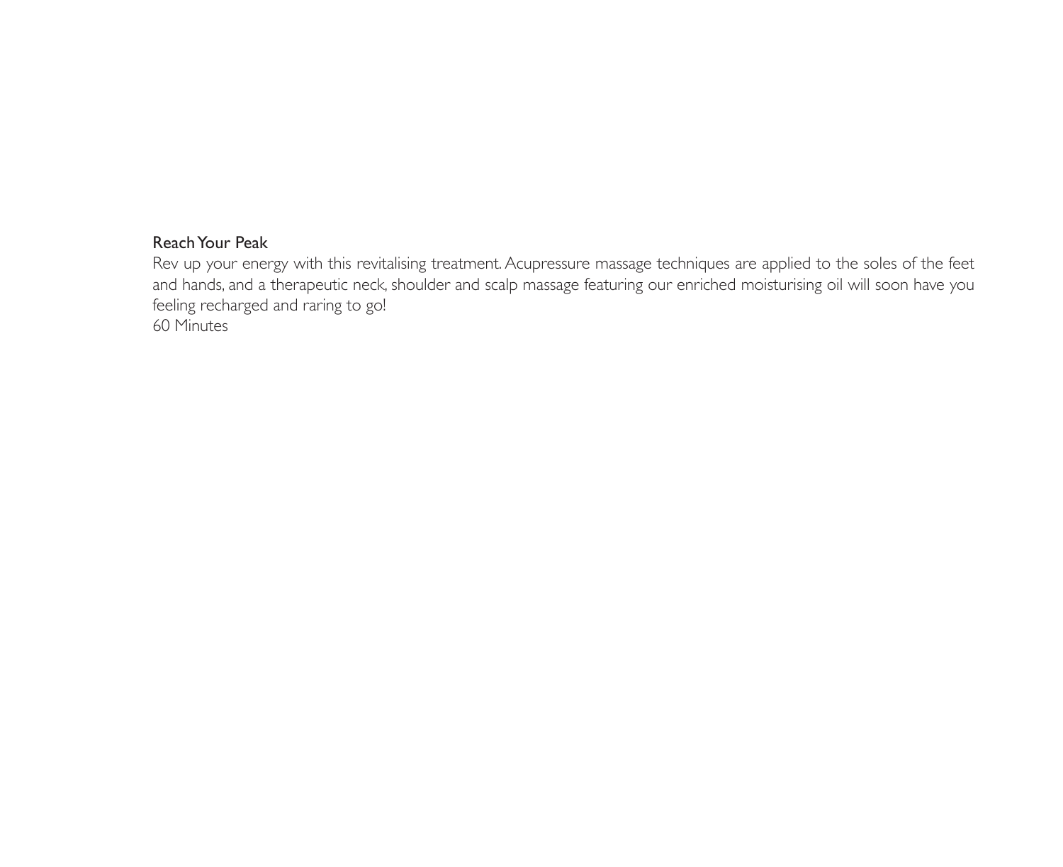### Reach Your Peak

Rev up your energy with this revitalising treatment. Acupressure massage techniques are applied to the soles of the feet and hands, and a therapeutic neck, shoulder and scalp massage featuring our enriched moisturising oil will soon have you feeling recharged and raring to go!

60 Minutes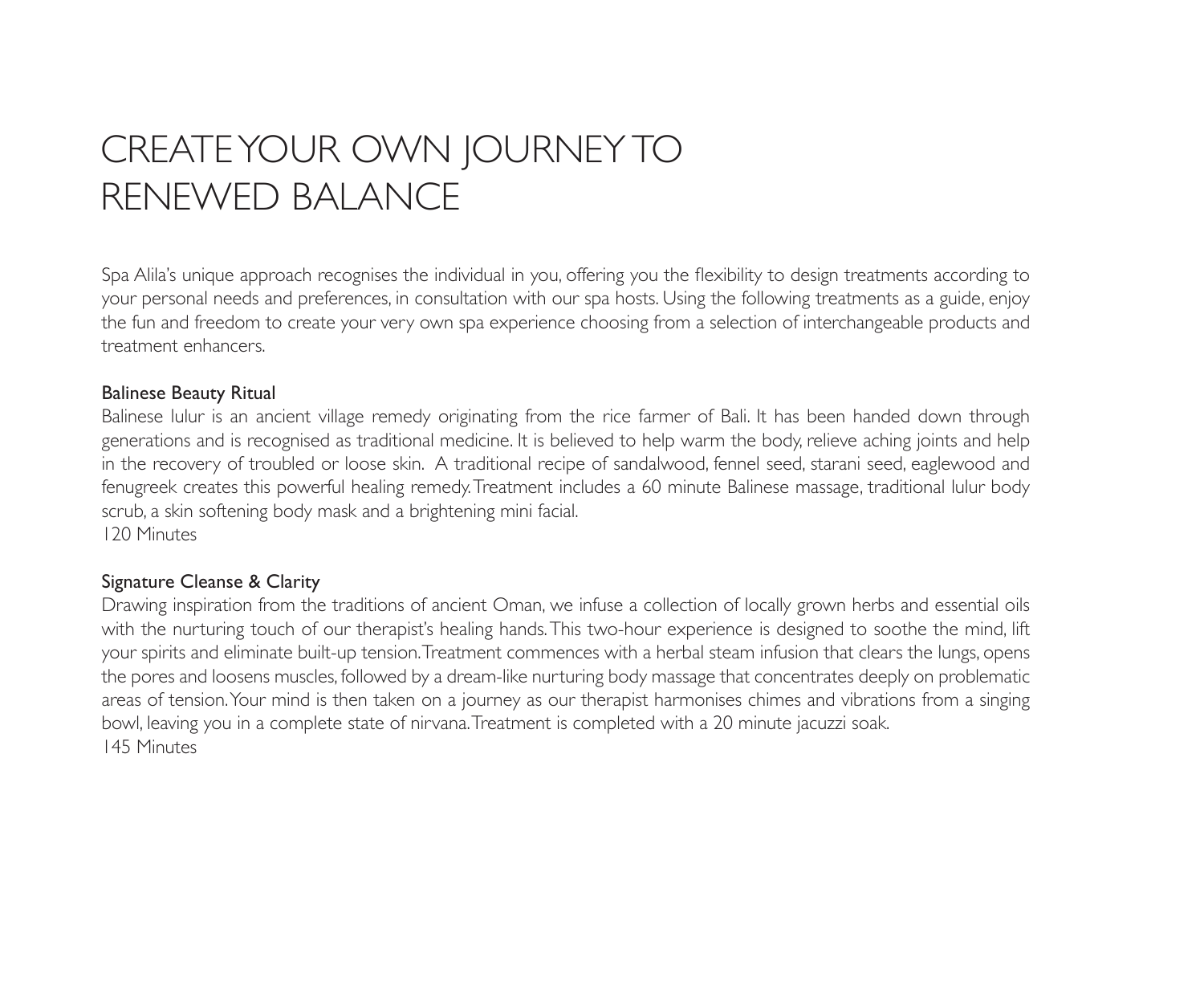# CREATE YOUR OWN JOURNEY TO RENEWED BALANCE

Spa Alila's unique approach recognises the individual in you, offering you the flexibility to design treatments according to your personal needs and preferences, in consultation with our spa hosts. Using the following treatments as a guide, enjoy the fun and freedom to create your very own spa experience choosing from a selection of interchangeable products and treatment enhancers.

### Balinese Beauty Ritual

Balinese lulur is an ancient village remedy originating from the rice farmer of Bali. It has been handed down through generations and is recognised as traditional medicine. It is believed to help warm the body, relieve aching joints and help in the recovery of troubled or loose skin. A traditional recipe of sandalwood, fennel seed, starani seed, eaglewood and fenugreek creates this powerful healing remedy. Treatment includes a 60 minute Balinese massage, traditional lulur body scrub, a skin softening body mask and a brightening mini facial.
120 Minutes

### Signature Cleanse & Clarity

Drawing inspiration from the traditions of ancient Oman, we infuse a collection of locally grown herbs and essential oils with the nurturing touch of our therapist's healing hands. This two-hour experience is designed to soothe the mind, lift your spirits and eliminate built-up tension. Treatment commences with a herbal steam infusion that clears the lungs, opens the pores and loosens muscles, followed by a dream-like nurturing body massage that concentrates deeply on problematic areas of tension. Your mind is then taken on a journey as our therapist harmonises chimes and vibrations from a singing bowl, leaving you in a complete state of nirvana. Treatment is completed with a 20 minute jacuzzi soak.
145 Minutes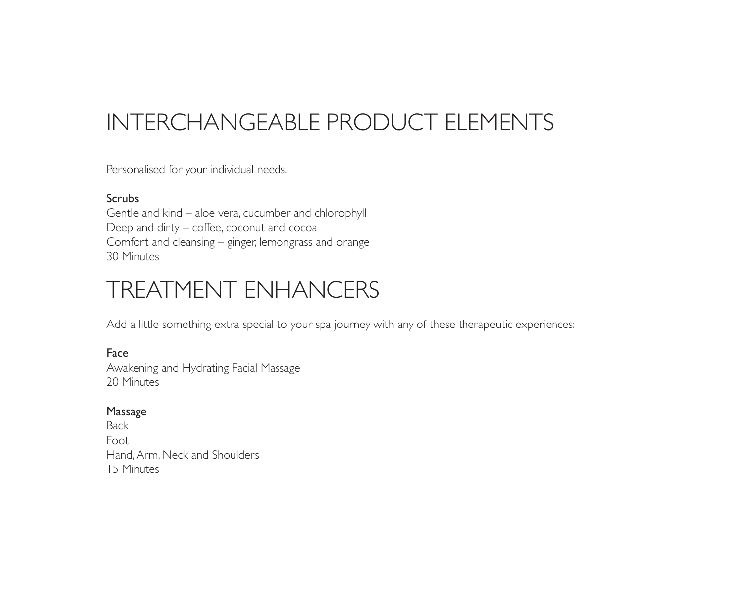# INTERCHANGEABLE PRODUCT ELEMENTS

Personalised for your individual needs.

**Scrubs**
Gentle and kind – aloe vera, cucumber and chlorophyll
Deep and dirty – coffee, coconut and cocoa
Comfort and cleansing – ginger, lemongrass and orange
30 Minutes

# TREATMENT ENHANCERS

Add a little something extra special to your spa journey with any of these therapeutic experiences:

**Face**
Awakening and Hydrating Facial Massage
20 Minutes

**Massage**
Back
Foot
Hand, Arm, Neck and Shoulders
15 Minutes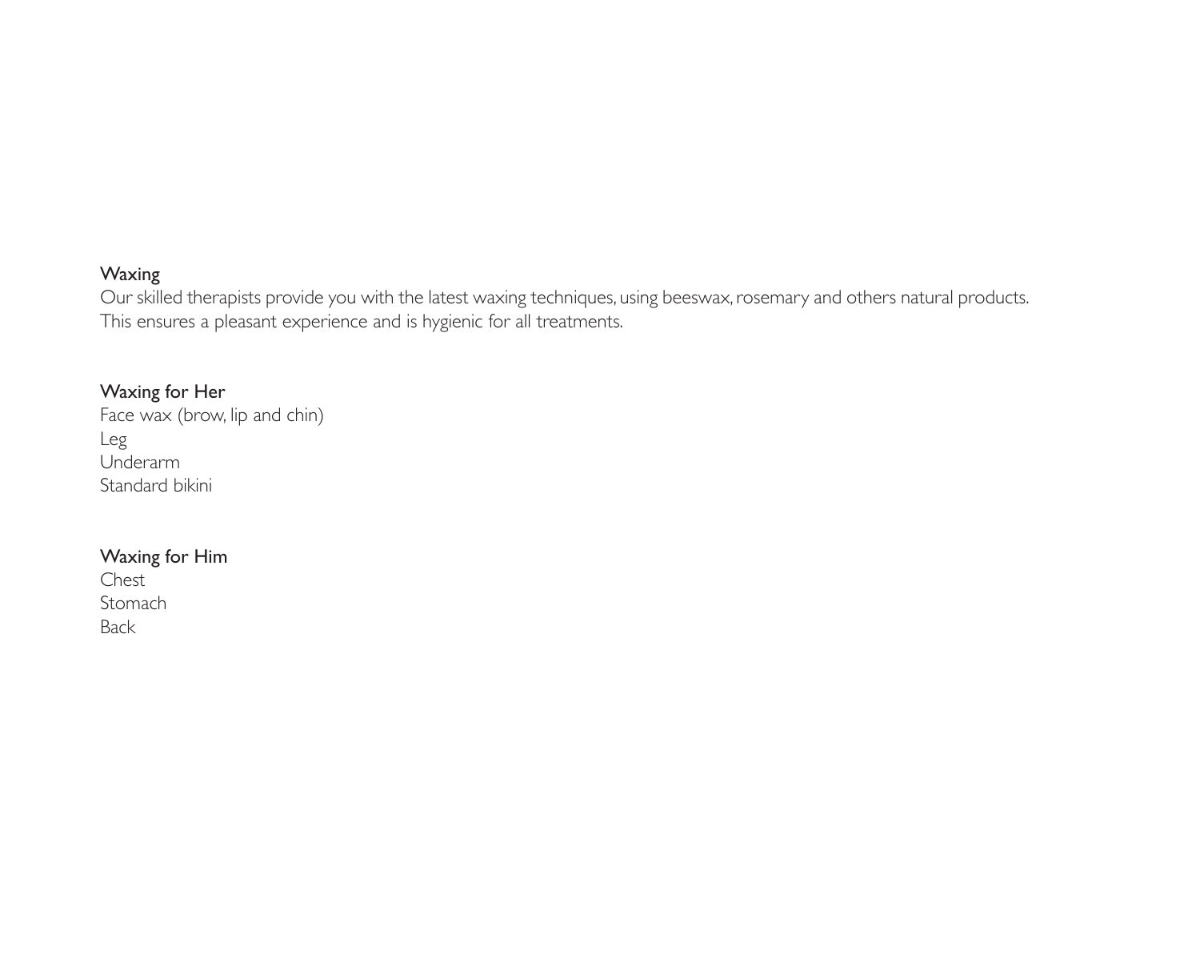## Waxing

Our skilled therapists provide you with the latest waxing techniques, using beeswax, rosemary and others natural products. This ensures a pleasant experience and is hygienic for all treatments.

### Waxing for Her

Face wax (brow, lip and chin)
Leg
Underarm
Standard bikini

### Waxing for Him

Chest
Stomach
Back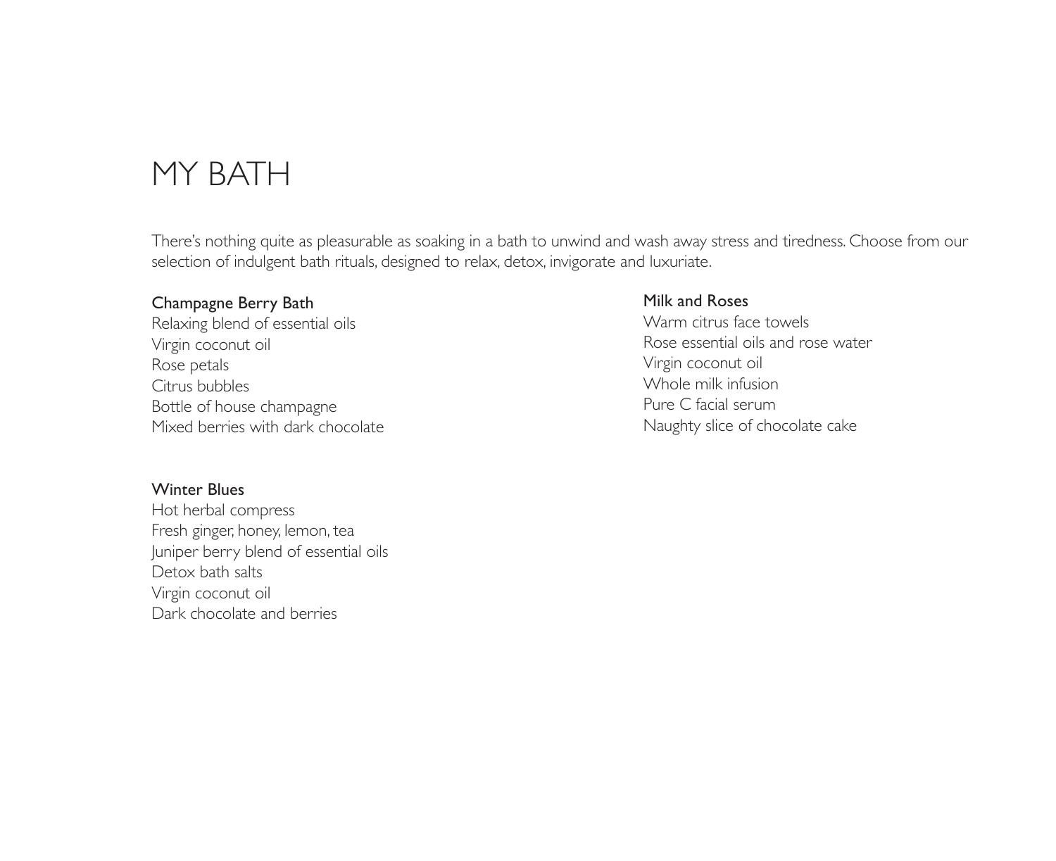# MY BATH

There's nothing quite as pleasurable as soaking in a bath to unwind and wash away stress and tiredness. Choose from our selection of indulgent bath rituals, designed to relax, detox, invigorate and luxuriate.

## Champagne Berry Bath

Relaxing blend of essential oils
Virgin coconut oil
Rose petals
Citrus bubbles
Bottle of house champagne
Mixed berries with dark chocolate

## Winter Blues

Hot herbal compress
Fresh ginger, honey, lemon, tea
Juniper berry blend of essential oils
Detox bath salts
Virgin coconut oil
Dark chocolate and berries

## Milk and Roses

Warm citrus face towels
Rose essential oils and rose water
Virgin coconut oil
Whole milk infusion
Pure C facial serum
Naughty slice of chocolate cake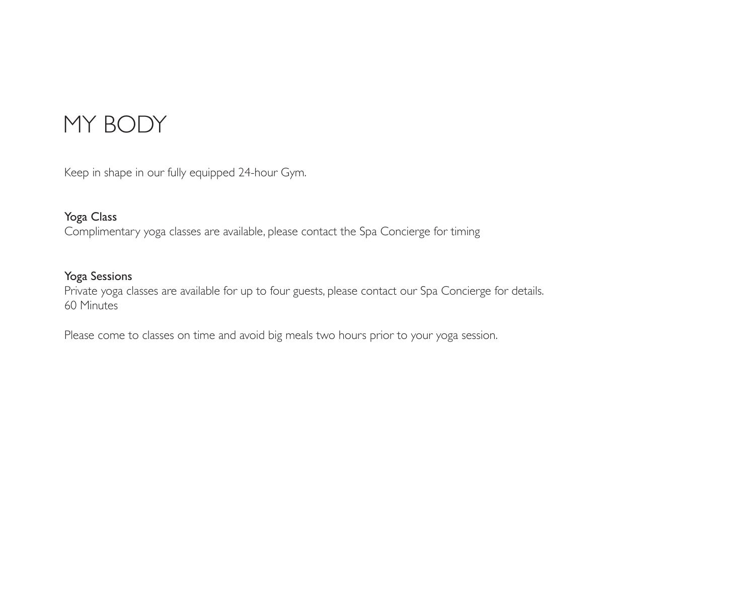# MY BODY

Keep in shape in our fully equipped 24-hour Gym.

**Yoga Class**
Complimentary yoga classes are available, please contact the Spa Concierge for timing

**Yoga Sessions**
Private yoga classes are available for up to four guests, please contact our Spa Concierge for details.
60 Minutes

Please come to classes on time and avoid big meals two hours prior to your yoga session.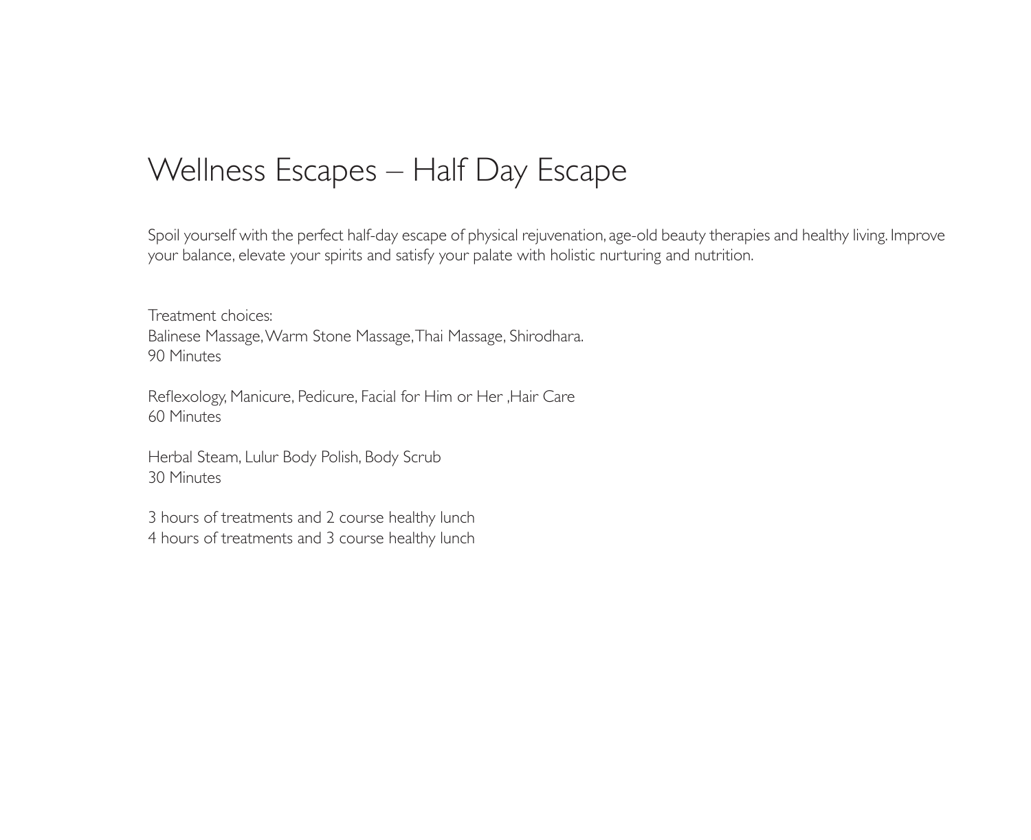# Wellness Escapes – Half Day Escape

Spoil yourself with the perfect half-day escape of physical rejuvenation, age-old beauty therapies and healthy living. Improve your balance, elevate your spirits and satisfy your palate with holistic nurturing and nutrition.

Treatment choices:
Balinese Massage, Warm Stone Massage, Thai Massage, Shirodhara.
90 Minutes

Reflexology, Manicure, Pedicure, Facial for Him or Her ,Hair Care
60 Minutes

Herbal Steam, Lulur Body Polish, Body Scrub
30 Minutes

3 hours of treatments and 2 course healthy lunch
4 hours of treatments and 3 course healthy lunch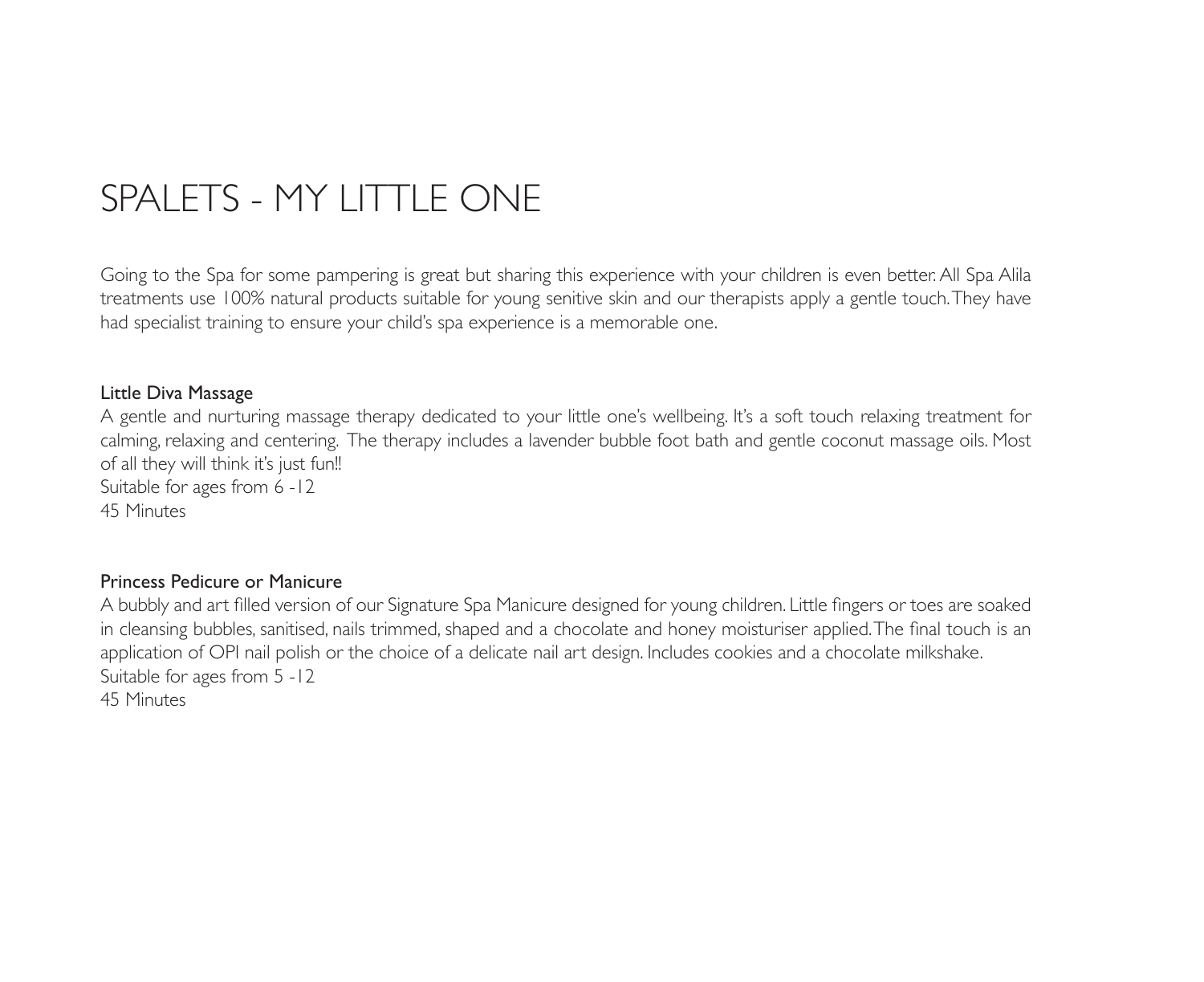# SPALETS - MY LITTLE ONE

Going to the Spa for some pampering is great but sharing this experience with your children is even better. All Spa Alila treatments use 100% natural products suitable for young senitive skin and our therapists apply a gentle touch. They have had specialist training to ensure your child's spa experience is a memorable one.

### Little Diva Massage

A gentle and nurturing massage therapy dedicated to your little one's wellbeing. It's a soft touch relaxing treatment for calming, relaxing and centering. The therapy includes a lavender bubble foot bath and gentle coconut massage oils. Most of all they will think it's just fun!!
Suitable for ages from 6 -12
45 Minutes

### Princess Pedicure or Manicure

A bubbly and art filled version of our Signature Spa Manicure designed for young children. Little fingers or toes are soaked in cleansing bubbles, sanitised, nails trimmed, shaped and a chocolate and honey moisturiser applied. The final touch is an application of OPI nail polish or the choice of a delicate nail art design. Includes cookies and a chocolate milkshake.
Suitable for ages from 5 -12
45 Minutes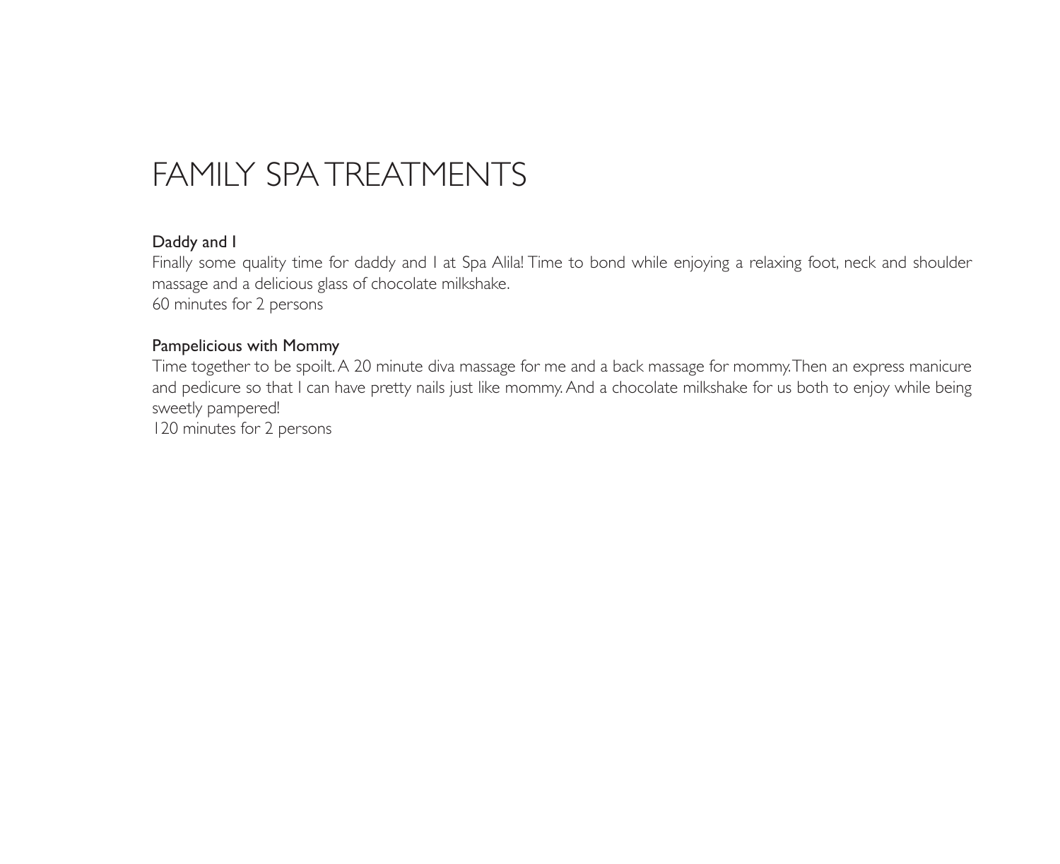# FAMILY SPA TREATMENTS

**Daddy and I**

Finally some quality time for daddy and I at Spa Alila! Time to bond while enjoying a relaxing foot, neck and shoulder massage and a delicious glass of chocolate milkshake.

60 minutes for 2 persons

**Pampelicious with Mommy**

Time together to be spoilt. A 20 minute diva massage for me and a back massage for mommy. Then an express manicure and pedicure so that I can have pretty nails just like mommy. And a chocolate milkshake for us both to enjoy while being sweetly pampered!

120 minutes for 2 persons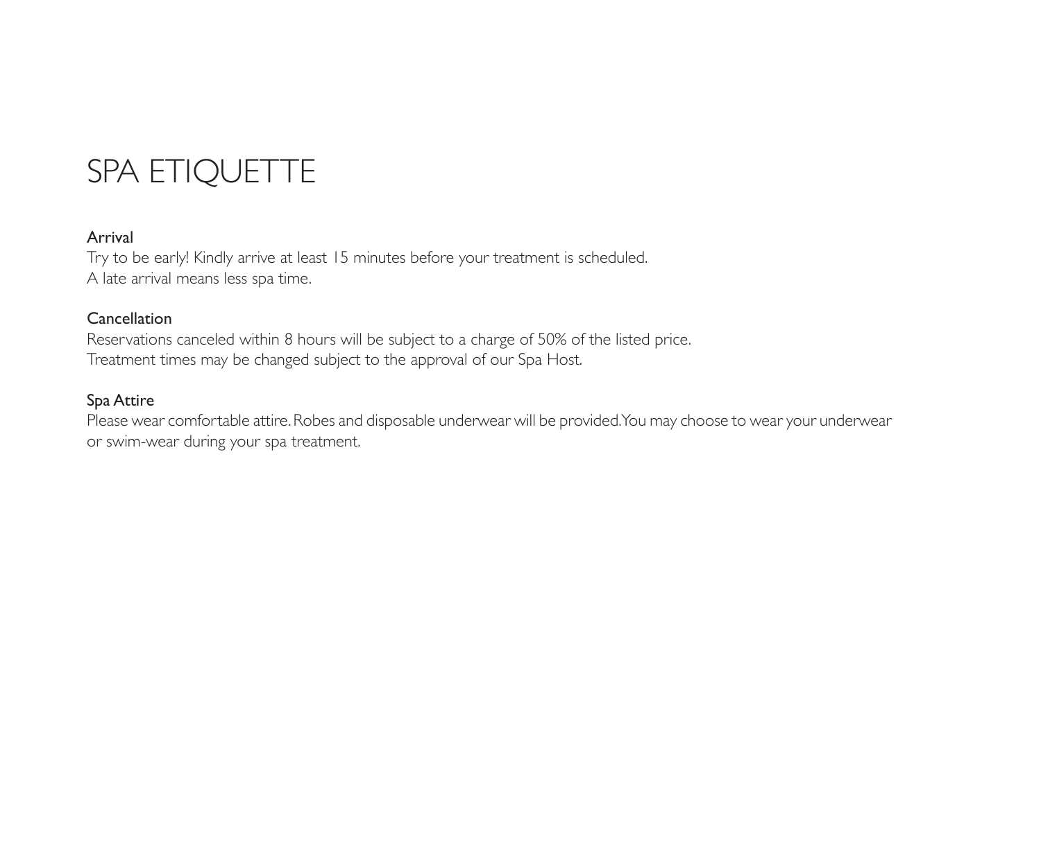# SPA ETIQUETTE

### Arrival

Try to be early! Kindly arrive at least 15 minutes before your treatment is scheduled.
A late arrival means less spa time.

### Cancellation

Reservations canceled within 8 hours will be subject to a charge of 50% of the listed price.
Treatment times may be changed subject to the approval of our Spa Host.

### Spa Attire

Please wear comfortable attire. Robes and disposable underwear will be provided. You may choose to wear your underwear or swim-wear during your spa treatment.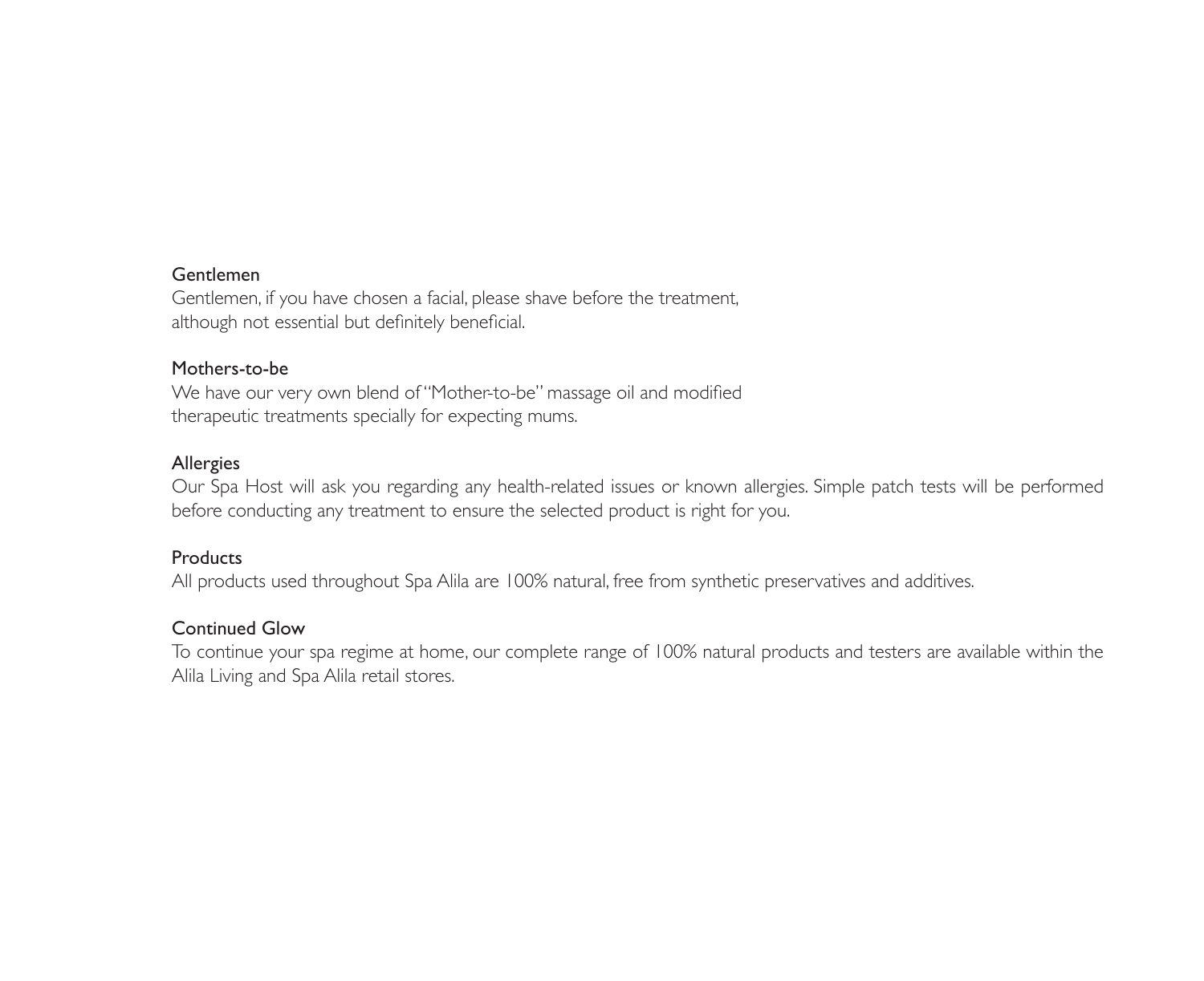### Gentlemen

Gentlemen, if you have chosen a facial, please shave before the treatment, although not essential but definitely beneficial.

### Mothers-to-be

We have our very own blend of "Mother-to-be" massage oil and modified therapeutic treatments specially for expecting mums.

### Allergies

Our Spa Host will ask you regarding any health-related issues or known allergies. Simple patch tests will be performed before conducting any treatment to ensure the selected product is right for you.

### Products

All products used throughout Spa Alila are 100% natural, free from synthetic preservatives and additives.

### Continued Glow

To continue your spa regime at home, our complete range of 100% natural products and testers are available within the Alila Living and Spa Alila retail stores.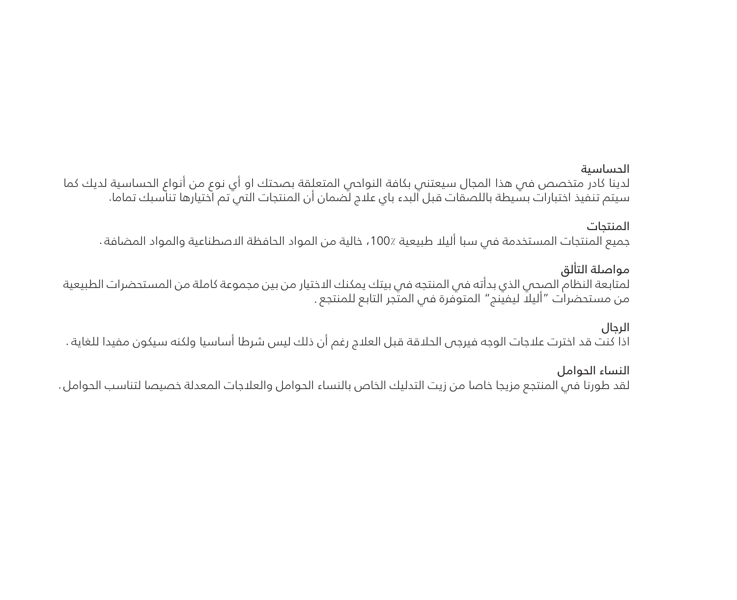## الحساسية

لدينا كادر متخصص في هذا المجال سيعتني بكافة النواحي المتعلقة بصحتك او أي نوع من أنواع الحساسية لديك كما سيتم تنفيذ اختبارات بسيطة باللصقات قبل البدء باي علاج لضمان أن المنتجات التي تم اختيارها تناسبك تماما.

## المنتجات

جميع المنتجات المستخدمة في سبا أليلا طبيعية ٪100، خالية من المواد الحافظة الاصطناعية والمواد المضافة.

## مواصلة التألق

لمتابعة النظام الصحي الذي بدأته في المنتجه في بيتك يمكنك الاختيار من بين مجموعة كاملة من المستحضرات الطبيعية من مستحضرات "أليلا ليفينج" المتوفرة في المتجر التابع للمنتجع.

## الرجال

اذا كنت قد اخترت علاجات الوجه فيرجى الحلاقة قبل العلاج رغم أن ذلك ليس شرطا أساسيا ولكنه سيكون مفيدا للغاية.

## النساء الحوامل

لقد طورنا في المنتجع مزيجا خاصا من زيت التدليك الخاص بالنساء الحوامل والعلاجات المعدلة خصيصا لتناسب الحوامل.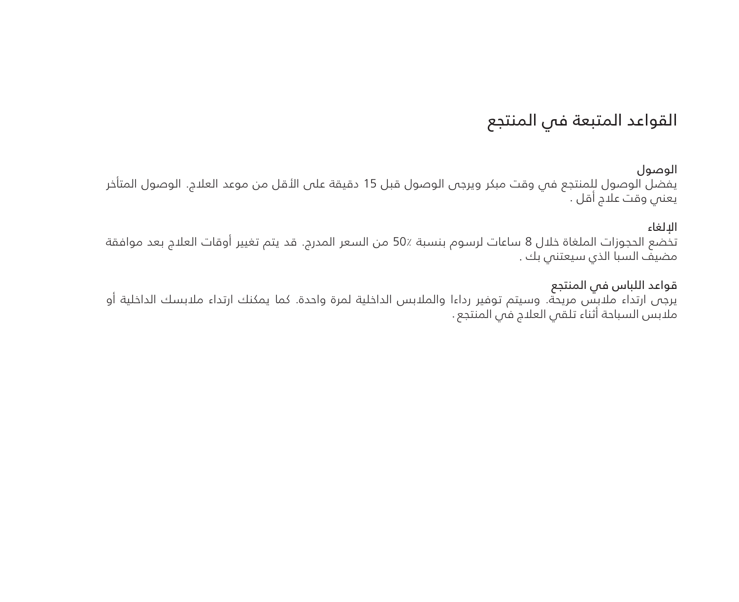# القواعد المتبعة في المنتجع

### الوصول

يفضل الوصول للمنتجع في وقت مبكر ويرجى الوصول قبل 15 دقيقة على الأقل من موعد العلاج. الوصول المتأخر يعني وقت علاج أقل .

### الإلغاء

تخضع الحجوزات الملغاة خلال 8 ساعات لرسوم بنسبة ٪50 من السعر المدرج. قد يتم تغيير أوقات العلاج بعد موافقة مضيف السبا الذي سيعتني بك .

### قواعد اللباس في المنتجع

يرجى ارتداء ملابس مريحة. وسيتم توفير رداءا والملابس الداخلية لمرة واحدة. كما يمكنك ارتداء ملابسك الداخلية أو ملابس السباحة أثناء تلقي العلاج في المنتجع .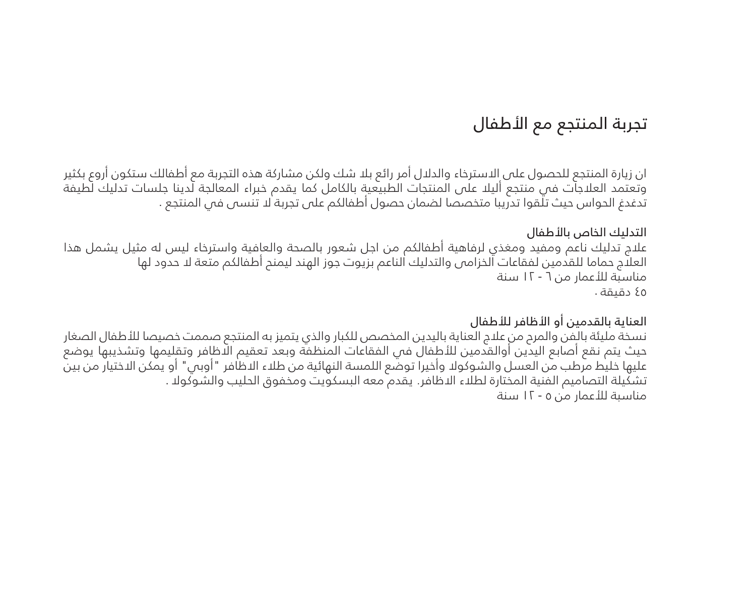# تجربة المنتجع مع الأطفال

ان زيارة المنتجع للحصول على الاسترخاء والدلال أمر رائع بلا شك ولكن مشاركة هذه التجربة مع أطفالك ستكون أروع بكثير وتعتمد العلاجات في منتجع أيلا على المنتجات الطبيعية بالكامل كما يقدم خبراء المعالجة لدينا جلسات تدليك لطيفة تدغدغ الحواس حيث تلقوا تدريبا متخصصا لضمان حصول أطفالكم على تجربة لا تنسى في المنتجع .

## التدليك الخاص بالأطفال

علاج تدليك ناعم ومفيد ومغذي لرفاهية أطفالكم من اجل شعور بالصحة والعافية واسترخاء ليس له مثيل يشمل هذا العلاج حماما للقدمين لفقاعات الخزامى والتدليك الناعم بزيوت جوز الهند ليمنح أطفالكم متعة لا حدود لها
مناسبة للأعمار من ٦ - ١٢ سنة
٤٥ دقيقة .

## العناية بالقدمين أو الأظافر للأطفال

نسخة مليئة بالفن والمرح من علاج العناية باليدين المخصص للكبار والذي يتميز به المنتجع صممت خصيصا للأطفال الصغار حيث يتم نقع أصابع اليدين أوالقدمين للأطفال في الفقاعات المنظفة وبعد تعقيم الاظافر وتقليمها وتشذيبها يوضع عليها خليط مرطب من العسل والشوكولا وأخيرا توضع اللمسة النهائية من طلاء الاظافر "أوبي" أو يمكن الاختيار من بين تشكيلة التصاميم الفنية المختارة لطلاء الاظافر. يقدم معه البسكويت ومخفوق الحليب والشوكولا .
مناسبة للأعمار من ٥ - ١٢ سنة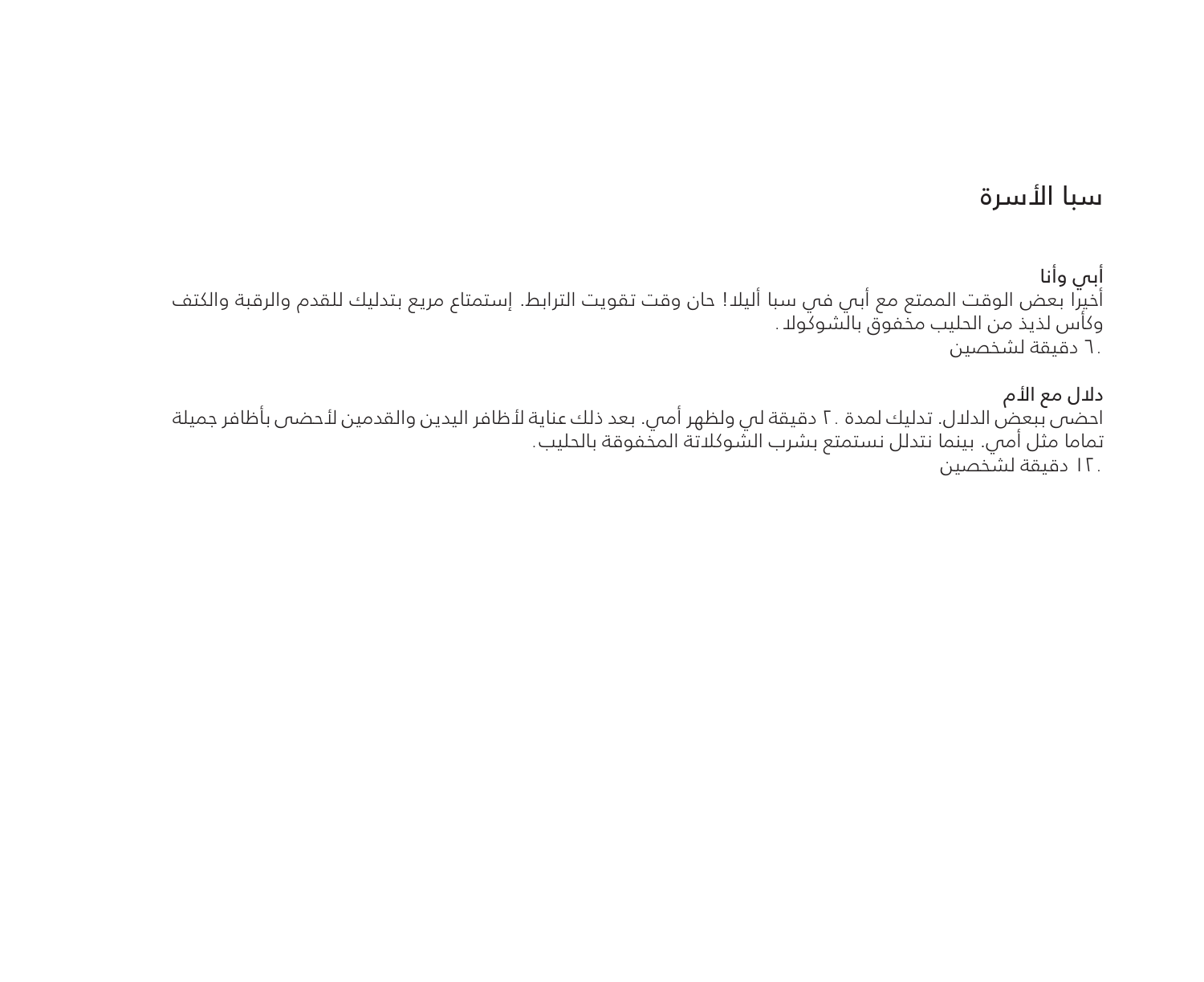# سبا الأسرة

## أبي وأنا

أخيرا بعض الوقت الممتع مع أبي في سبا أليلا! حان وقت تقوية الترابط. إستمتاع مريع بتدليك للقدم والرقبة والكتف وكأس لذيذ من الحليب مخفوق بالشوكولا .

٦٠ دقيقة لشخصين.

## دلال مع الأم

احضى ببعض الدلال. تدليك لمدة ٣٠ دقيقة لي ولظهر أمي. بعد ذلك عناية لأظافر اليدين والقدمين لأحضى بأظافر جميلة تماما مثل أمي. بينما نتدلل نستمتع بشرب الشوكلاتة المخفوقة بالحليب.

١٢٠ دقيقة لشخصين.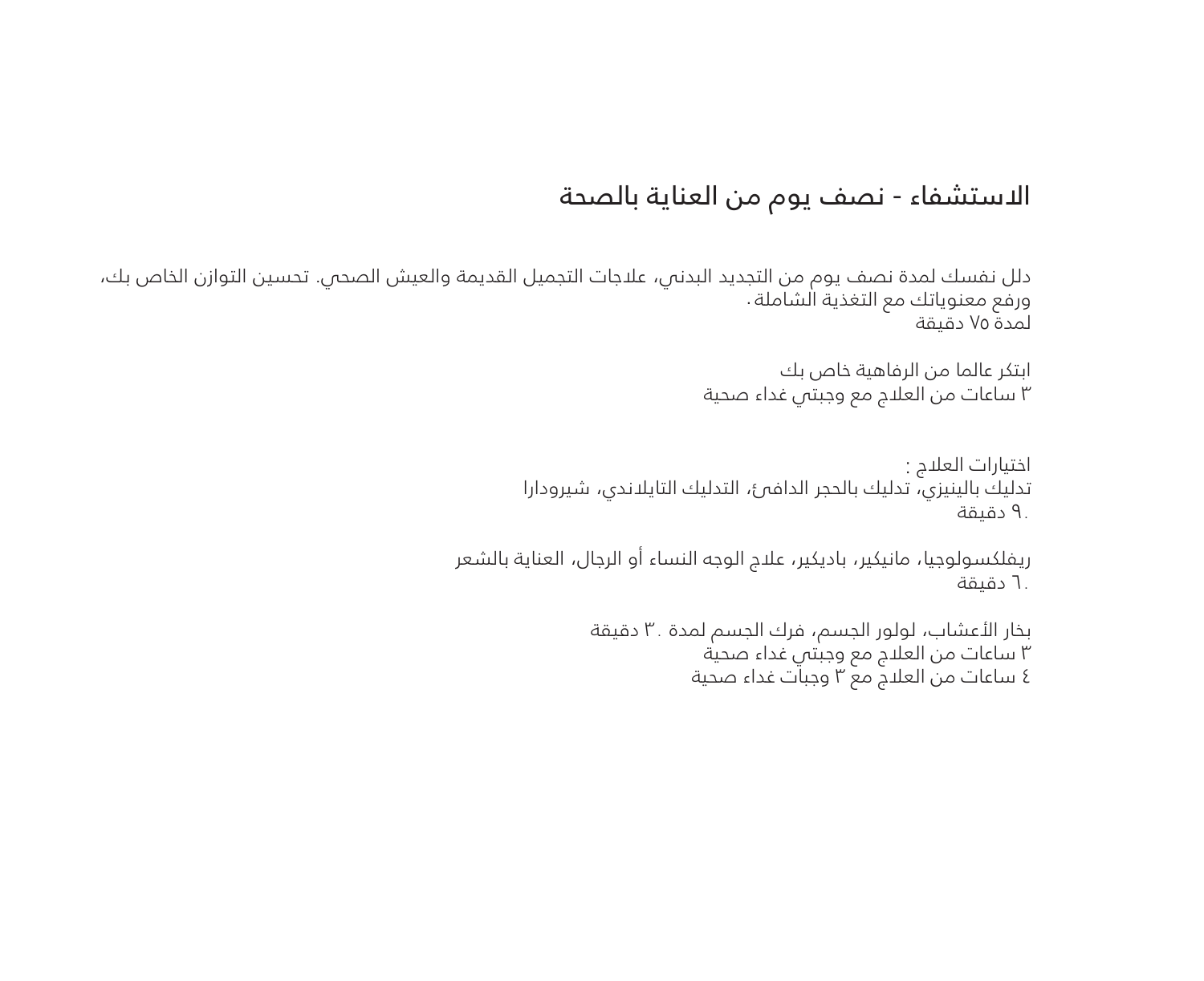## الاستشفاء - نصف يوم من العناية بالصحة

دلل نفسك لمدة نصف يوم من التجديد البدني، علاجات التجميل القديمة والعيش الصحي. تحسين التوازن الخاص بك، ورفع معنوياتك مع التغذية الشاملة.
لمدة ٧٥ دقيقة

ابتكر عالما من الرفاهية خاص بك
٣ ساعات من العلاج مع وجبتي غداء صحية

اختيارات العلاج :
تدليك بالينيزي، تدليك بالحجر الدافئ، التدليك التايلاندي، شيرودارا
٩٠ دقيقة.

ريفلكسولوجيا، مانيكير، باديكير، علاج الوجه النساء أو الرجال، العناية بالشعر
٦٠ دقيقة.

بخار الأعشاب، لولور الجسم، فرك الجسم لمدة ٣٠ دقيقة
٣ ساعات من العلاج مع وجبتي غداء صحية
٤ ساعات من العلاج مع ٣ وجبات غداء صحية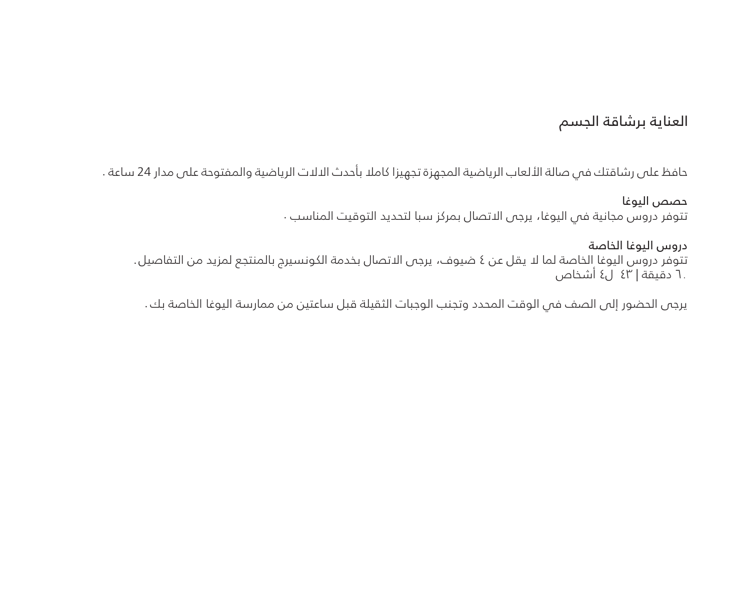# العناية برشاقة الجسم

حافظ على رشاقتك في صالة الألعاب الرياضية المجهزة تجهيزا كاملا بأحدث الالات الرياضية والمفتوحة على مدار 24 ساعة .

## حصص اليوغا

تتوفر دروس مجانية في اليوغا، يرجى الاتصال بمركز سبا لتحديد التوقيت المناسب .

## دروس اليوغا الخاصة

تتوفر دروس اليوغا الخاصة لما لا يقل عن ٤ ضيوف، يرجى الاتصال بخدمة الكونسيرج بالمنتجع لمزيد من التفاصيل.
٦٠ دقيقة | ٤٣ ل٤ أشخاص

يرجى الحضور إلى الصف في الوقت المحدد وتجنب الوجبات الثقيلة قبل ساعتين من ممارسة اليوغا الخاصة بك.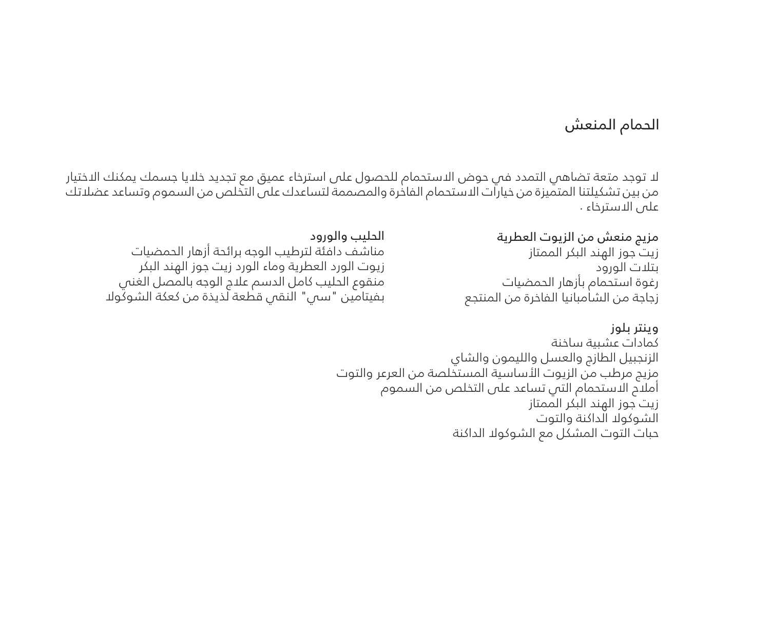# الحمام المنعش

لا توجد متعة تضاهي التمدد في حوض الاستحمام للحصول على استرخاء عميق مع تجديد خلايا جسمك يمكنك الاختيار من بين تشكيلتنا المتميزة من خيارات الاستحمام الفاخرة والمصممة لتساعدك على التخلص من السموم وتساعد عضلاتك على الاسترخاء .

### مزيج منعش من الزيوت العطرية

زيت جوز الهند البكر الممتاز
بتلات الورود
رغوة استحمام بأزهار الحمضيات
زجاجة من الشامبانيا الفاخرة من المنتجع

### الحليب والورود

مناشف دافئة لترطيب الوجه برائحة أزهار الحمضيات
زيوت الورد العطرية وماء الورد زيت جوز الهند البكر
منقوع الحليب كامل الدسم علاج الوجه بالمصل الغني
بفيتامين "سي" النقي قطعة لذيذة من كعكة الشوكولا

### وينتر بلوز

كمادات عشبية ساخنة
الزنجبيل الطازج والعسل والليمون والشاي
مزيج مرطب من الزيوت الأساسية المستخلصة من العرعر والتوت
أملاح الاستحمام التي تساعد على التخلص من السموم
زيت جوز الهند البكر الممتاز
الشوكولا الداكنة والتوت
حبات التوت المشكل مع الشوكولا الداكنة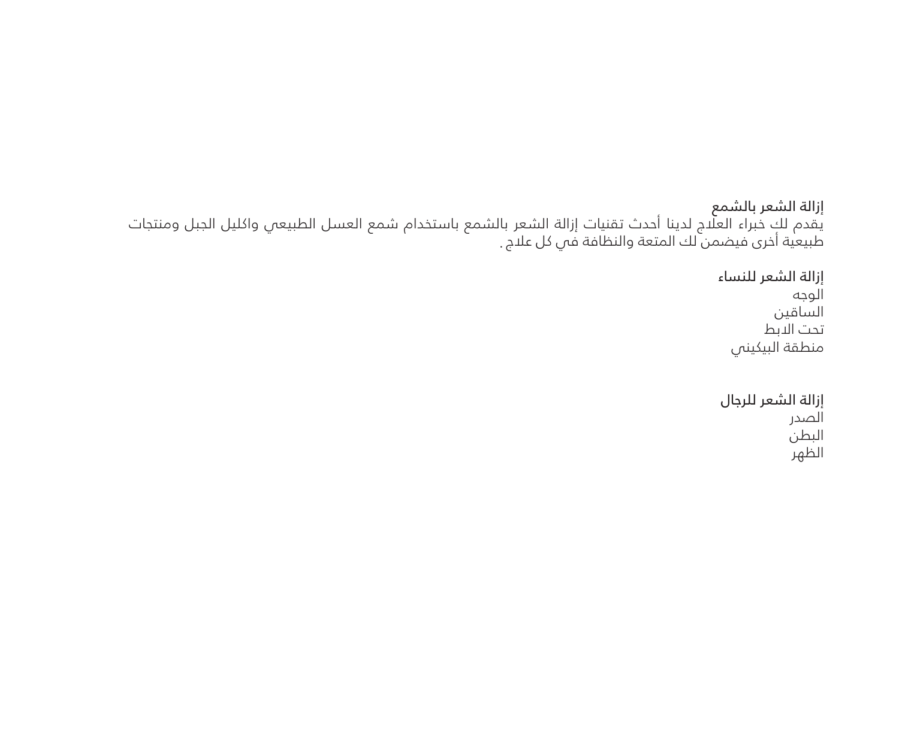## إزالة الشعر بالشمع

يقدم لك خبراء العلاج لدينا أحدث تقنيات إزالة الشعر بالشمع باستخدام شمع العسل الطبيعي واكليل الجبل ومنتجات طبيعية أخرى فيضمن لك المتعة والنظافة في كل علاج .

### إزالة الشعر للنساء

الوجه
الساقين
تحت الابط
منطقة البيكيني

### إزالة الشعر للرجال

الصدر
البطن
الظهر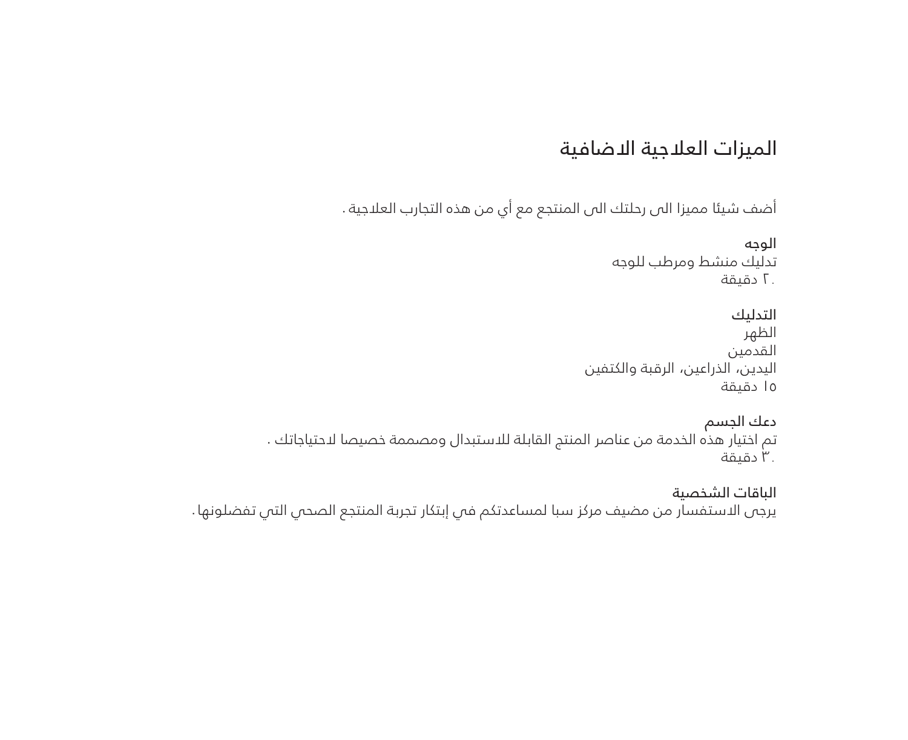# الميزات العلاجية الاضافية

أضف شيئا مميزا الى رحلتك الى المنتجع مع أي من هذه التجارب العلاجية .

**الوجه**
تدليك منشط ومرطب للوجه
٢٠ دقيقة

**التدليك**
الظهر
القدمين
اليدين، الذراعين، الرقبة والكتفين
١٥ دقيقة

**دعك الجسم**
تم اختيار هذه الخدمة من عناصر المنتج القابلة للاستبدال ومصممة خصيصا لاحتياجاتك .
٣٠ دقيقة

**الباقات الشخصية**
يرجى الاستفسار من مضيف مركز سبا لمساعدتكم في إبتكار تجربة المنتجع الصحي التي تفضلونها .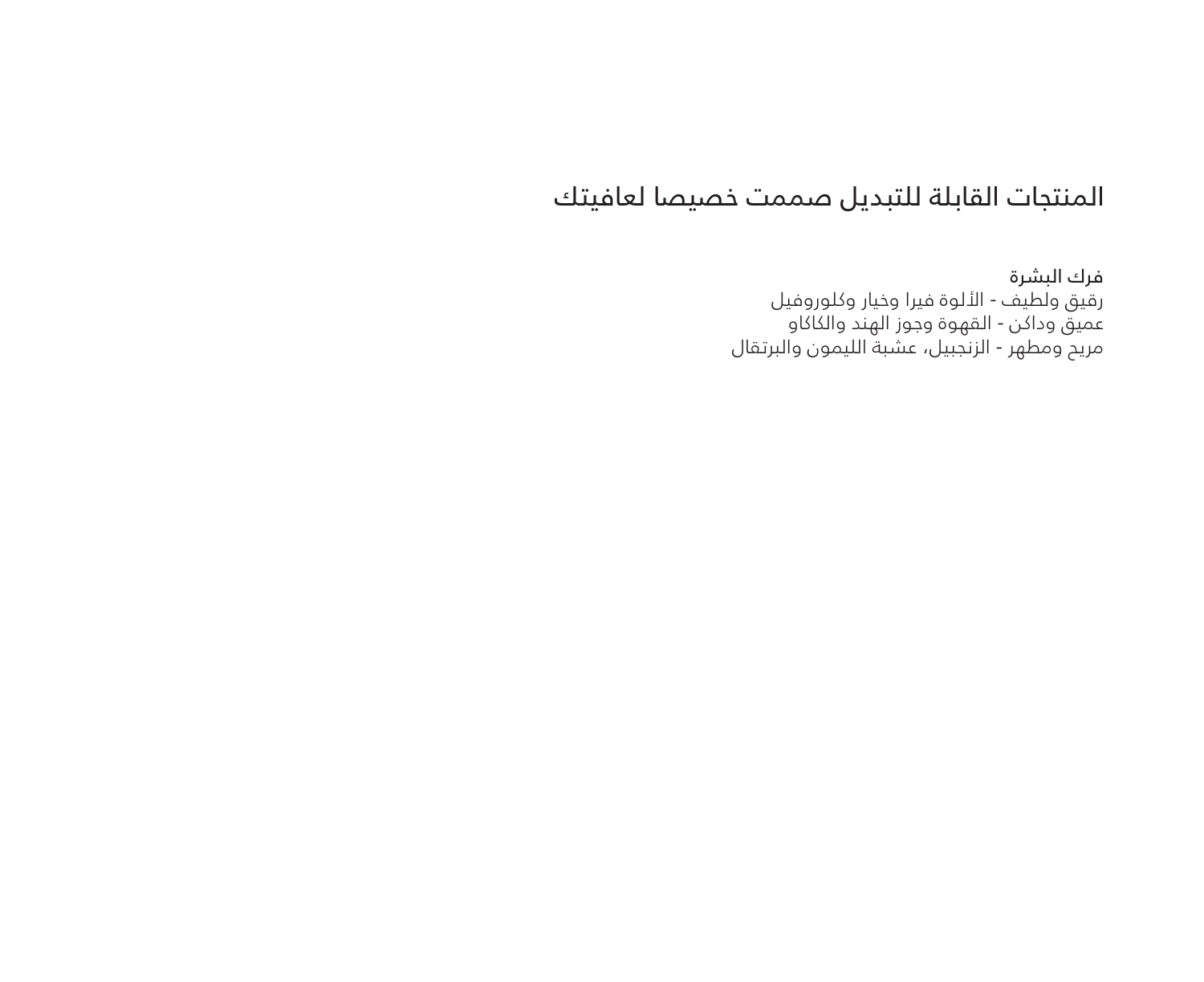## المنتجات القابلة للتبديل صممت خصيصا لعافيتك

**فرك البشرة**

رقيق ولطيف - الألوة فيرا وخيار وكلوروفيل
عميق وداكن - القهوة وجوز الهند والكاكاو
مريح ومطهر - الزنجبيل، عشبة الليمون والبرتقال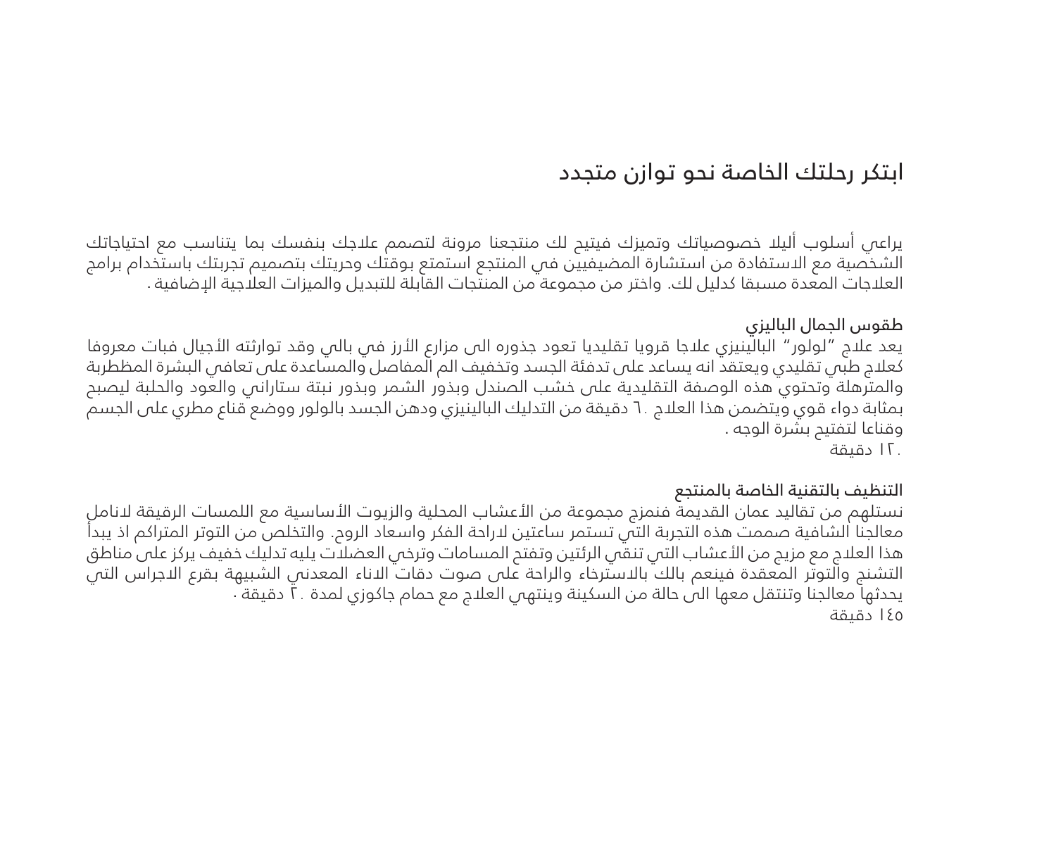# ابتكر رحلتك الخاصة نحو توازن متجدد

يراعي أسلوب أليلا خصوصياتك وتميزك فيتيح لك منتجعنا مرونة لتصمم علاجك بنفسك بما يتناسب مع احتياجاتك الشخصية مع الاستفادة من استشارة المضيفيين في المنتجع استمتع بوقتك وحريتك بتصميم تجربتك باستخدام برامج العلاجات المعدة مسبقا كدليل لك. واختر من مجموعة من المنتجات القابلة للتبديل والميزات العلاجية الإضافية.

## طقوس الجمال الباليزي

يعد علاج "لولور" الباليزي علاجا قرويا تقليديا تعود جذوره الى مزارع الأرز في بالي وقد توارثته الأجيال فبات معروفا كعلاج طبي تقليدي ويعتقد انه يساعد على تدفئة الجسد وتخفيف الم المفاصل والمساعدة على تعافي البشرة المظطربة والمترهلة وتحتوي هذه الوصفة التقليدية على خشب الصندل وبذور الشمر وبذور نبتة ستاراني والعود والحلبة ليصبح بمثابة دواء قوي ويتضمن هذا العلاج ٦٠ دقيقة من التدليك الباليزي ودهن الجسد باللولور ووضع قناع مطري على الجسم وقناعا لتفتيح بشرة الوجه.
١٢٠ دقيقة.

## التنظيف بالتقنية الخاصة بالمنتجع

نستلهم من تقاليد عمان القديمة فنمزج مجموعة من الأعشاب المحلية والزيوت الأساسية مع اللمسات الرقيقة لانامل معالجنا الشافية صممت هذه التجربة التي تستمر ساعتين لاراحة الفكر واسعاد الروح. والتخلص من التوتر المتراكم اذ يبدأ هذا العلاج مع مزيج من الأعشاب التي تنقي الرئتين وتفتح المسامات وترخي العضلات يليه تدليك خفيف يركز على مناطق التشنج والتوتر المعقدة فينعم بالك بالاسترخاء والراحة على صوت دقات الاناء المعدني الشبيهة بقرع الاجراس التي يحدثها معالجنا وتنتقل معها الى حالة من السكينة وينتهي العلاج مع حمام جاكوزي لمدة ٢٠ دقيقة.
١٤٥ دقيقة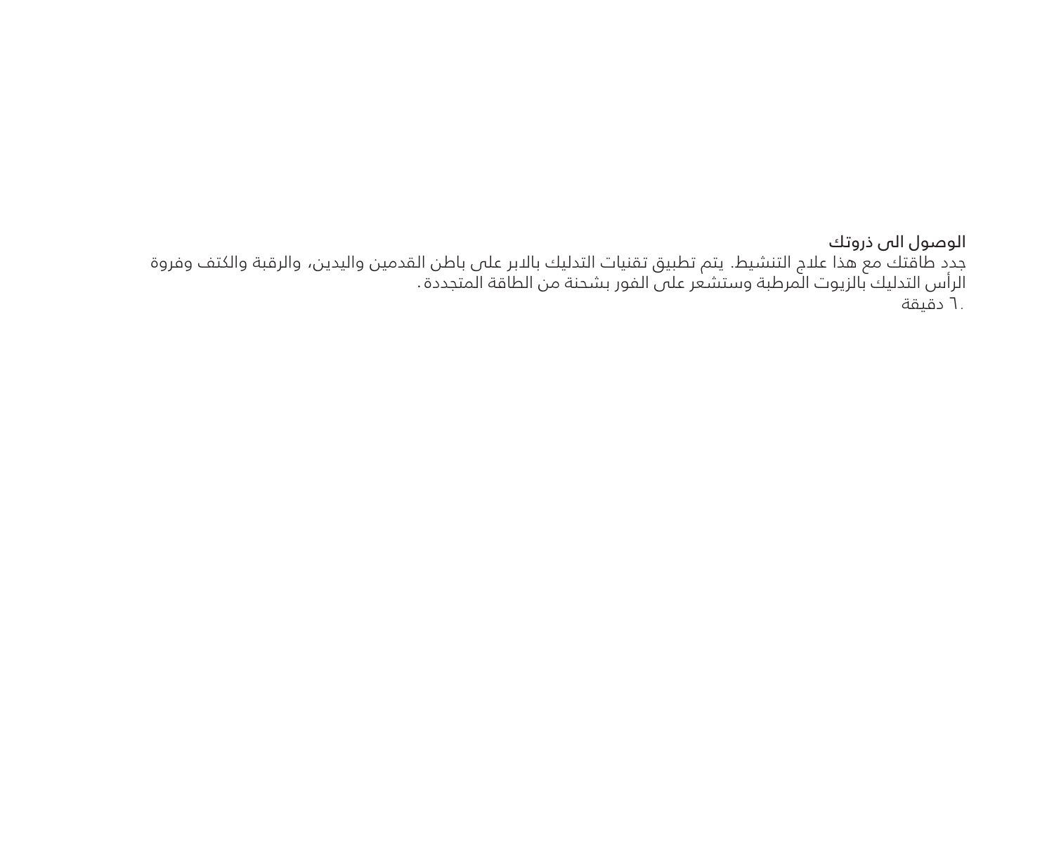الوصول الى ذروتك

جدد طاقتك مع هذا علاج التنشيط. يتم تطبيق تقنيات التدليك بالابر على باطن القدمين واليدين، والرقبة والكتف وفروة الرأس التدليك بالزيوت المرطبة وستشعر على الفور بشحنة من الطاقة المتجددة.

٦٠ دقيقة.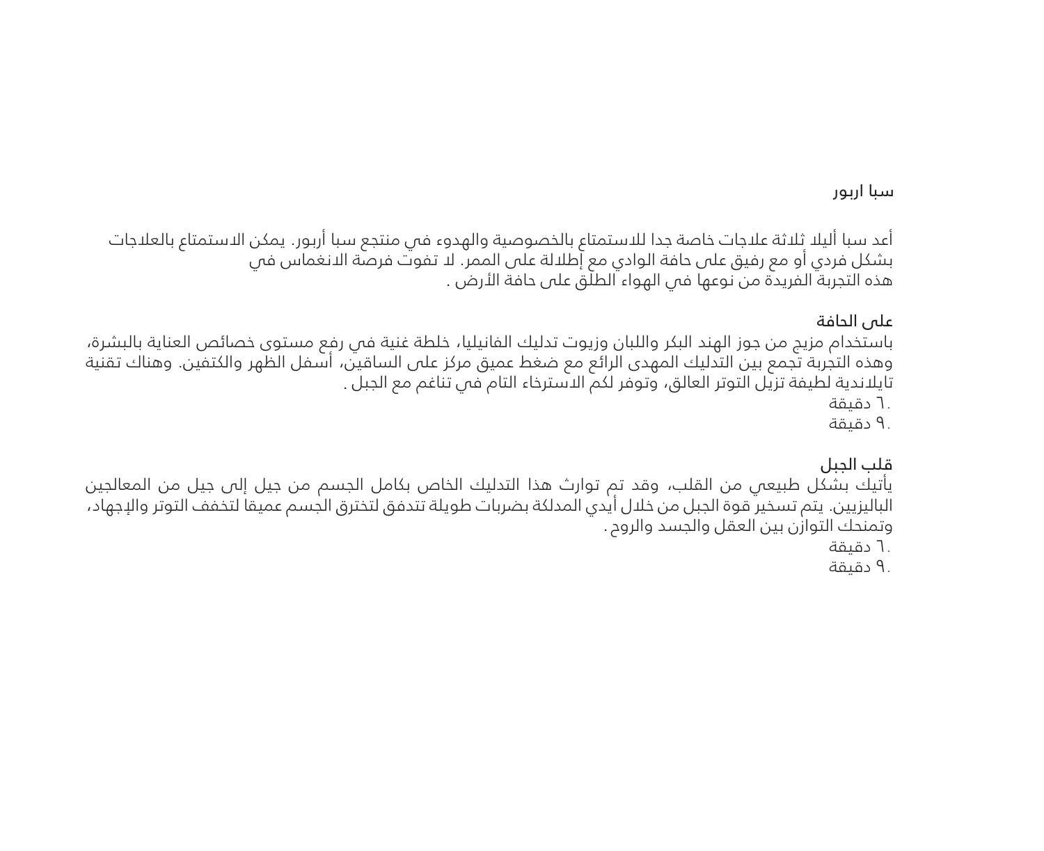## سبا اربور

أعد سبا أليلا ثلاثة علاجات خاصة جدا للاستمتاع بالخصوصية والهدوء في منتجع سبا أربور. يمكن الاستمتاع بالعلاجات بشكل فردي أو مع رفيق على حافة الوادي مع إطلالة على الممر. لا تفوت فرصة الانغماس في هذه التجربة الفريدة من نوعها في الهواء الطلق على حافة الأرض .

### على الحافة

باستخدام مزيج من جوز الهند البكر واللبان وزيوت تدليك الفانيليا، خلطة غنية في رفع مستوى خصائص العناية بالبشرة، وهذه التجربة تجمع بين التدليك المهدى الرائع مع ضغط عميق مركز على الساقين، أسفل الظهر والكتفين. وهناك تقنية تايلاندية لطيفة تزيل التوتر العالق، وتوفر لكم الاسترخاء التام في تناغم مع الجبل .

.٦٠ دقيقة

.٩٠ دقيقة

### قلب الجبل

يأتيك بشكل طبيعي من القلب، وقد تم توارث هذا التدليك الخاص بكامل الجسم من جيل إلى جيل من المعالجين الباليزيين. يتم تسخير قوة الجبل من خلال أيدي المدلكة بضربات طويلة تتدفق لتخترق الجسم عميقا لتخفف التوتر والإجهاد، وتمنحك التوازن بين العقل والجسد والروح .

.٦٠ دقيقة

.٩٠ دقيقة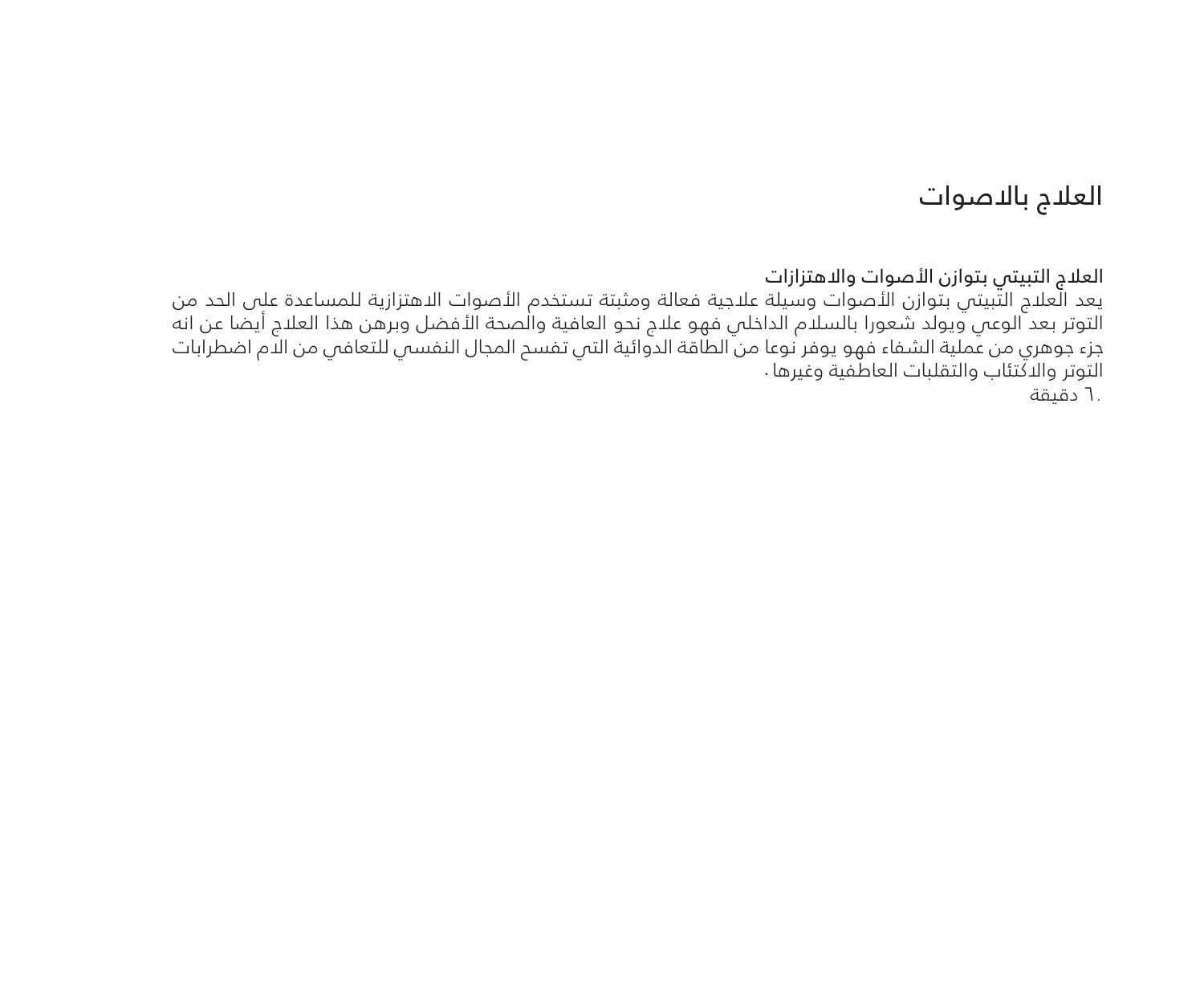# العلاج بالاصوات

**العلاج التبيتي بتوازن الأصوات والاهتزازات**

يعد العلاج التبيتي بتوازن الأصوات وسيلة علاجية فعالة ومثبتة تستخدم الأصوات الاهتزازية للمساعدة على الحد من التوتر بعد الوعي ويولد شعورا بالسلام الداخلي فهو علاج نحو العافية والصحة الأفضل وبرهن هذا العلاج أيضا عن انه جزء جوهري من عملية الشفاء فهو يوفر نوعا من الطاقة الدوائية التي تفسح المجال النفسي للتعافي من الام اضطرابات التوتر والاكتئاب والتقلبات العاطفية وغيرها .

٦٠ دقيقة.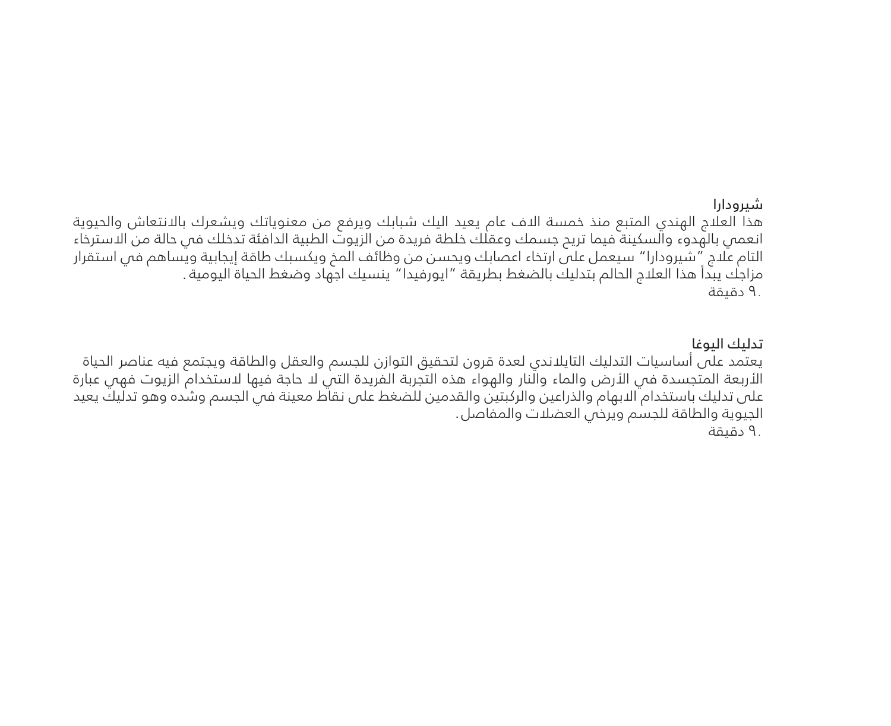## شيرودارا

هذا العلاج الهندي المتبع منذ خمسة الاف عام يعيد اليك شبابك ويرفع من معنوياتك ويشعرك بالانتعاش والحيوية انعمي بالهدوء والسكينة فيما تريح جسمك وعقلك خلطة فريدة من الزيوت الطبية الدافئة تدخلك في حالة من الاسترخاء التام علاج "شيرودارا" سيعمل على ارتخاء اعصابك ويحسن من وظائف المخ ويكسبك طاقة إيجابية ويساهم في استقرار مزاجك يبدأ هذا العلاج الحالم بتدليك بالضغط بطريقة "ايورفيدا" ينسيك اجهاد وضغط الحياة اليومية.

٩٠ دقيقة.

## تدليك اليوغا

يعتمد على أساسيات التدليك التايلاندي لعدة قرون لتحقيق التوازن للجسم والعقل والطاقة ويجتمع فيه عناصر الحياة الأربعة المتجسدة في الأرض والماء والنار والهواء هذه التجربة الفريدة التي لا حاجة فيها لاستخدام الزيوت فهي عبارة على تدليك باستخدام الابهام والذراعين والركبتين والقدمين للضغط على نقاط معينة في الجسم وشده وهو تدليك يعيد الحيوية والطاقة للجسم ويرخي العضلات والمفاصل.

٩٠ دقيقة.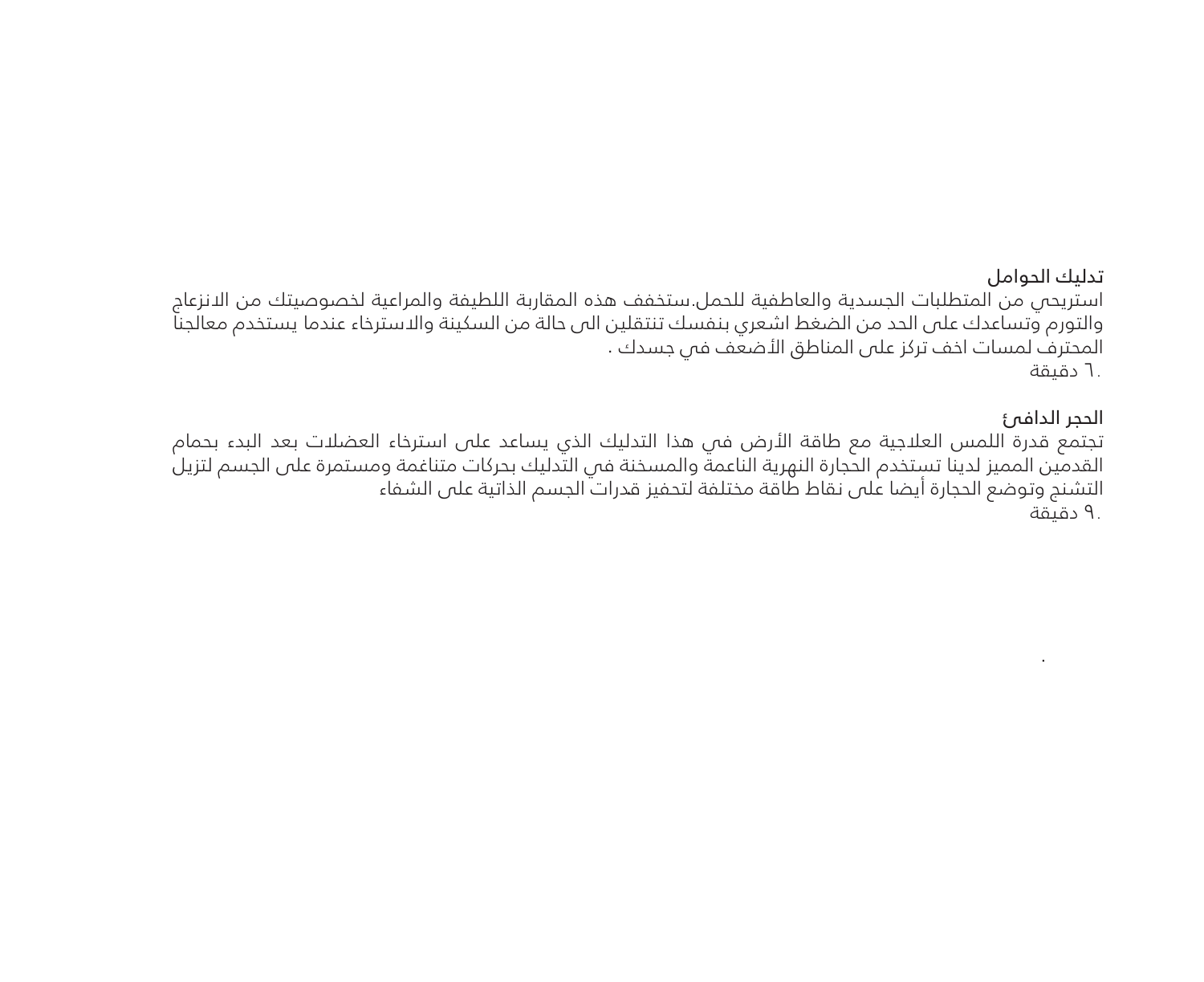## تدليك الحوامل

استريحي من المتطلبات الجسدية والعاطفية للحمل.ستخفف هذه المقاربة اللطيفة والمراعية لخصوصيتك من الانزعاج والتورم وتساعدك على الحد من الضغط اشعري بنفسك تنتقلين الى حالة من السكينة والاسترخاء عندما يستخدم معالجنا المحترف لمسات اخف تركز على المناطق الأضعف في جسدك .

٦٠ دقيقة.

## الحجر الدافئ

تجتمع قدرة اللمس العلاجية مع طاقة الأرض في هذا التدليك الذي يساعد على استرخاء العضلات بعد البدء بحمام القدمين المميز لدينا تستخدم الحجارة النهرية الناعمة والمسخنة في التدليك بحركات متناغمة ومستمرة على الجسم لتزيل التشنج وتوضع الحجارة أيضا على نقاط طاقة مختلفة لتحفيز قدرات الجسم الذاتية على الشفاء

٩٠ دقيقة.

.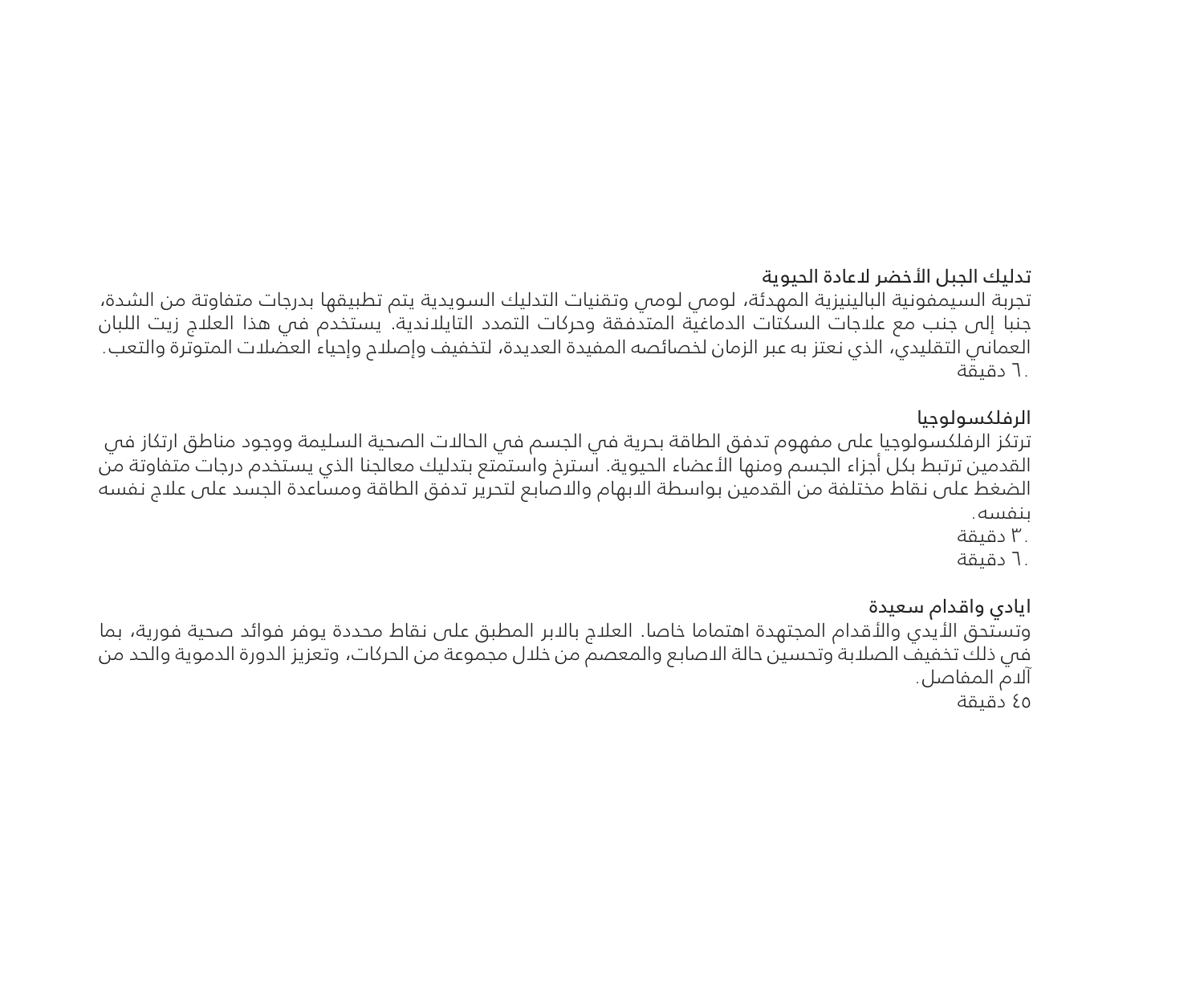## تدليك الجبل الأخضر لاعادة الحيوية

تجربة السيمفونية البالينيزية المهدئة، لومي لومي وتقنيات التدليك السويدية يتم تطبيقها بدرجات متفاوتة من الشدة، جنبا إلى جنب مع علاجات السكتات الدماغية المتدفقة وحركات التمدد التايلاندية. يستخدم في هذا العلاج زيت اللبان العماني التقليدي، الذي نعتز به عبر الزمان لخصائصه المفيدة العديدة، لتخفيف وإصلاح وإحياء العضلات المتوترة والتعب.

٦٠ دقيقة.

## الرفلكسولوجيا

ترتكز الرفلكسولوجيا على مفهوم تدفق الطاقة بحرية في الجسم في الحالات الصحية السليمة ووجود مناطق ارتكاز في القدمين ترتبط بكل أجزاء الجسم ومنها الأعضاء الحيوية. استرخ واستمتع بتدليك معالجنا الذي يستخدم درجات متفاوتة من الضغط على نقاط مختلفة من القدمين بواسطة الابهام والاصابع لتحرير تدفق الطاقة ومساعدة الجسد على علاج نفسه بنفسه.

٣٠ دقيقة.

٦٠ دقيقة.

## ايادي واقدام سعيدة

وتستحق الأيدي والأقدام المجتهدة اهتماما خاصا. العلاج بالابر المطبق على نقاط محددة يوفر فوائد صحية فورية، بما في ذلك تخفيف الصلابة وتحسين حالة الاصابع والمعصم من خلال مجموعة من الحركات، وتعزيز الدورة الدموية والحد من آلام المفاصل.

٤٥ دقيقة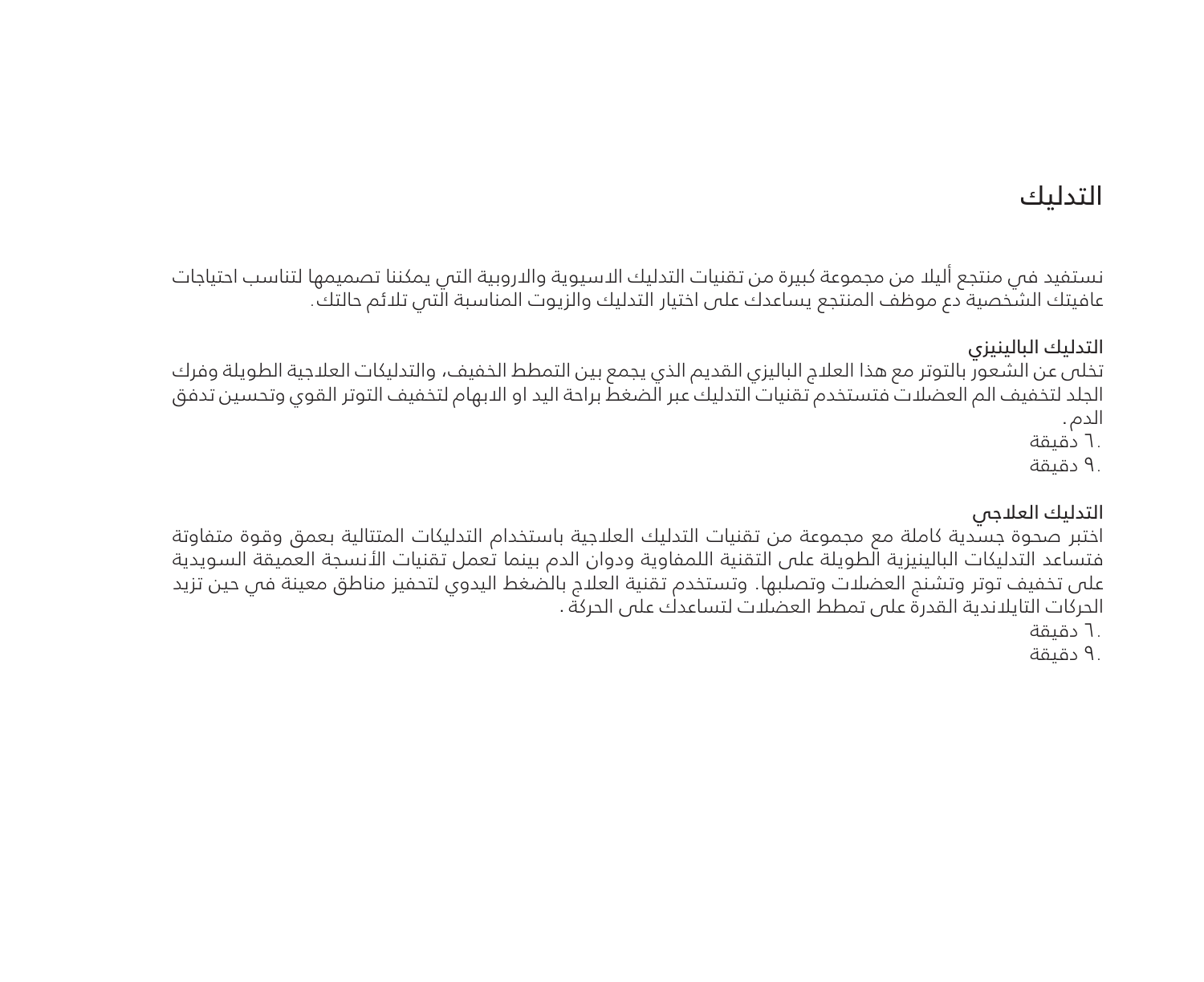# التدليك

نستفيد في منتجع أليلا من مجموعة كبيرة من تقنيات التدليك الاسيوية والاروبية التي يمكننا تصميمها لتناسب احتياجات عافيتك الشخصية دع موظف المنتجع يساعدك على اختيار التدليك والزيوت المناسبة التي تلائم حالتك.

## التدليك البالينيزي

تخلى عن الشعور بالتوتر مع هذا العلاج البالينيزي القديم الذي يجمع بين التمطط الخفيف، والتدليكات العلاجية الطويلة وفرك الجلد لتخفيف الم العضلات فتستخدم تقنيات التدليك عبر الضغط براحة اليد او الابهام لتخفيف التوتر القوي وتحسين تدفق الدم.

٦٠ دقيقة

٩٠ دقيقة

## التدليك العلاجي

اختبر صحوة جسدية كاملة مع مجموعة من تقنيات التدليك العلاجية باستخدام التدليكات المتتالية بعمق وقوة متفاوتة فتساعد التدليكات البالينيزية الطويلة على التقنية اللمفاوية ودوان الدم بينما تعمل تقنيات الأنسجة العميقة السويدية على تخفيف توتر وتشنج العضلات وتصلبها. وتستخدم تقنية العلاج بالضغط اليدوي لتحفيز مناطق معينة في حين تزيد الحركات التايلاندية القدرة على تمطط العضلات لتساعدك على الحركة.

٦٠ دقيقة

٩٠ دقيقة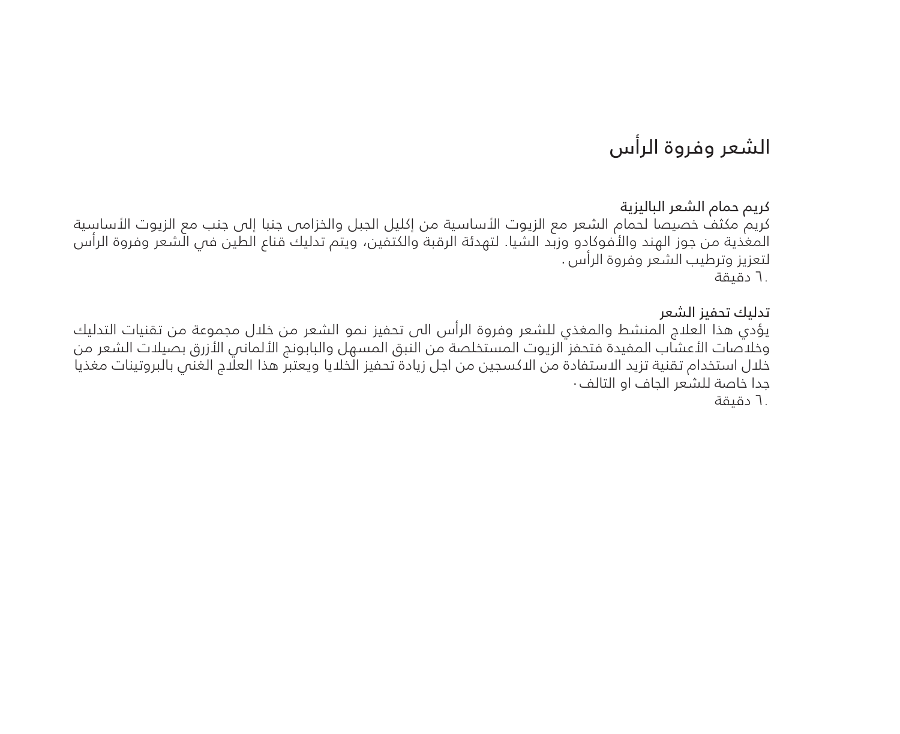# الشعر وفروة الرأس

**كريم حمام الشعر الباليزية**

كريم مكثف خصيصا لحمام الشعر مع الزيوت الأساسية من إكليل الجبل والخزامى جنبا إلى جنب مع الزيوت الأساسية المغذية من جوز الهند والأفوكادو وزبد الشيا. لتهدئة الرقبة والكتفين، ويتم تدليك قناع الطين في الشعر وفروة الرأس لتعزيز وترطيب الشعر وفروة الرأس .

٦٠ دقيقة.

**تدليك تحفيز الشعر**

يؤدي هذا العلاج المنشط والمغذي للشعر وفروة الرأس الى تحفيز نمو الشعر من خلال مجموعة من تقنيات التدليك وخلاصات الأعشاب المفيدة فتحفز الزيوت المستخلصة من النبق المسهل والبابونج الألماني الأزرق بصيلات الشعر من خلال استخدام تقنية تزيد الاستفادة من الاكسجين من اجل زيادة تحفيز الخلايا ويعتبر هذا العلاج الغني بالبروتينات مغذيا جدا خاصة للشعر الجاف او التالف.

٦٠ دقيقة.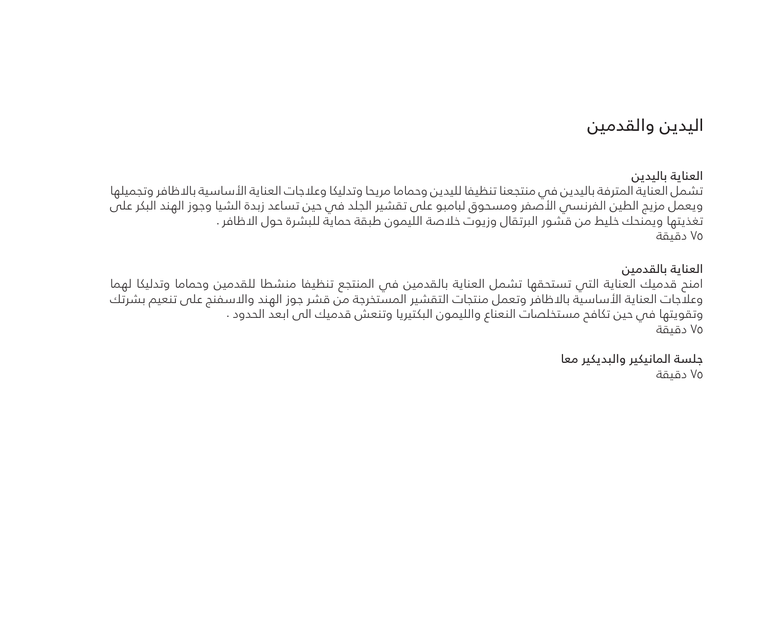# اليدين والقدمين

**العناية باليدين**
تشمل العناية المترفة باليدين في منتجعنا تنظيفا لليدين وحماما مريحا وتدليكا وعلاجات العناية الأساسية بالاظافر وتجميلها ويعمل مزيج الطين الفرنسي الأصفر ومسحوق لبامبو على تقشير الجلد في حين تساعد زبدة الشيا وجوز الهند البكر على تغذيتها ويمنحك خليط من قشور البرتقال وزيوت خلاصة الليمون طبقة حماية للبشرة حول الاظافر .
٧٥ دقيقة

**العناية بالقدمين**
امنح قدميك العناية التي تستحقها تشمل العناية بالقدمين في المنتجع تنظيفا منشطا للقدمين وحماما وتدليكا لهما وعلاجات العناية الأساسية بالاظافر وتعمل منتجات التقشير المستخرجة من قشر جوز الهند والاسفنج على تنعيم بشرتك وتقويتها في حين تكافح مستخلصات النعناع والليمون البكتيريا وتنعش قدميك الى ابعد الحدود .
٧٥ دقيقة

**جلسة المانيكير والبديكير معا**
٧٥ دقيقة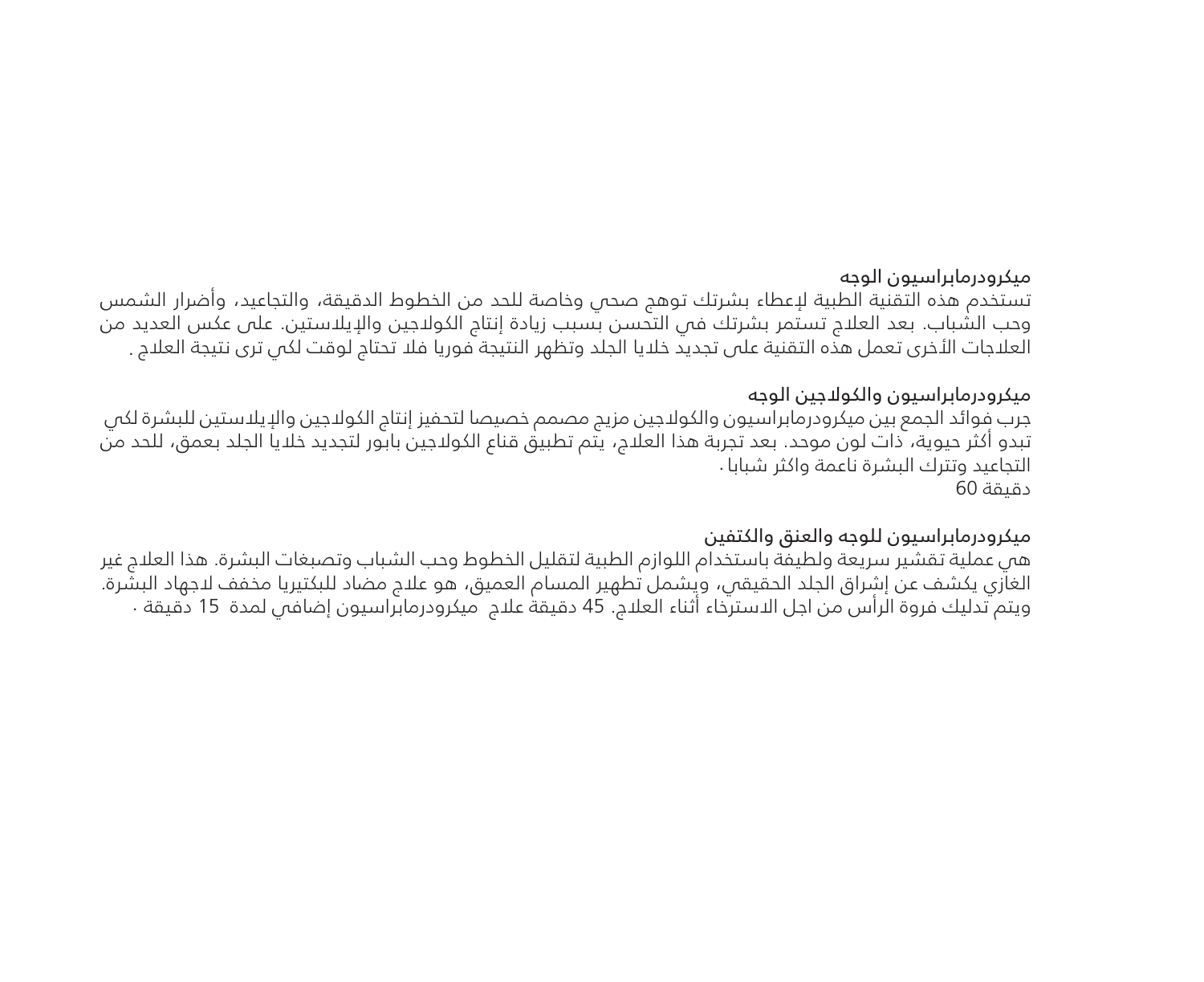### ميكرودرمابراسيون الوجه

تستخدم هذه التقنية الطبية لإعطاء بشرتك توهج صحي وخاصة للحد من الخطوط الدقيقة، والتجاعيد، وأضرار الشمس وحب الشباب. بعد العلاج تستمر بشرتك في التحسن بسبب زيادة إنتاج الكولاجين والإيلاستين. على عكس العديد من العلاجات الأخرى تعمل هذه التقنية على تجديد خلايا الجلد وتظهر النتيجة فوريا فلا تحتاج لوقت لكي ترى نتيجة العلاج .

### ميكرودرمابراسيون والكولاجين الوجه

جرب فوائد الجمع بين ميكرودرمابراسيون والكولاجين مزيج مصمم خصيصا لتحفيز إنتاج الكولاجين والإيلاستين للبشرة لكي تبدو أكثر حيوية، ذات لون موحد. بعد تجربة هذا العلاج، يتم تطبيق قناع الكولاجين بابور لتجديد خلايا الجلد بعمق، للحد من التجاعيد وتترك البشرة ناعمة واكثر شبابا .

60 دقيقة

### ميكرودرمابراسيون للوجه والعنق والكتفين

هي عملية تقشير سريعة ولطيفة باستخدام اللوازم الطبية لتقليل الخطوط وحب الشباب وتصبغات البشرة. هذا العلاج غير الغازي يكشف عن إشراق الجلد الحقيقي، ويشمل تطهير المسام العميق، هو علاج مضاد للبكتيريا مخفف لاجهاد البشرة. ويتم تدليك فروة الرأس من اجل الاسترخاء أثناء العلاج. 45 دقيقة علاج ميكرودرمابراسيون إضافي لمدة 15 دقيقة .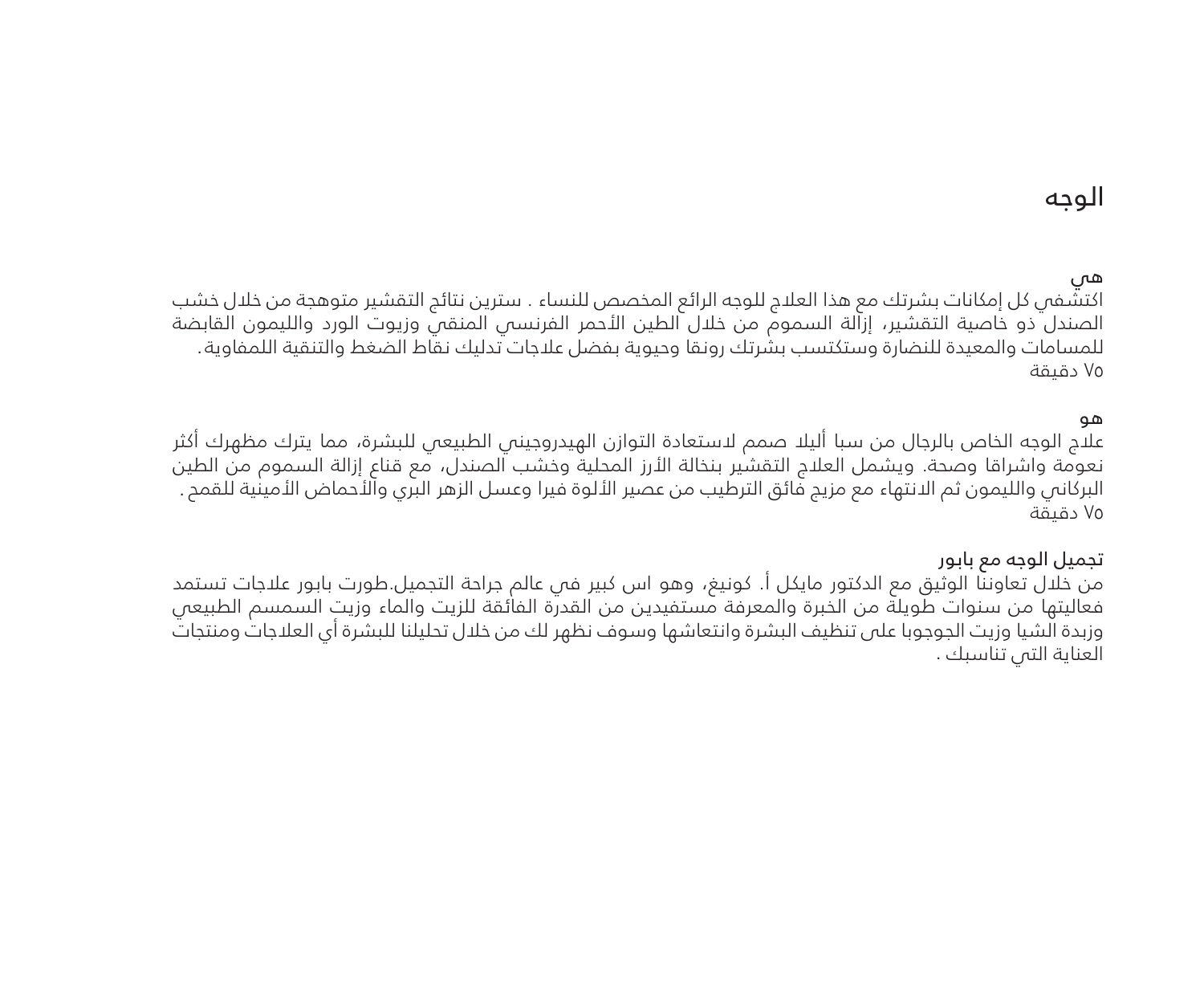# الوجه

### هي

اكتشفي كل إمكانات بشرتك مع هذا العلاج للوجه الرائع المخصص للنساء . سترين نتائج التقشير متوهجة من خلال خشب الصندل ذو خاصية التقشير، إزالة السموم من خلال الطين الأحمر الفرنسي المنقي وزيوت الورد والليمون القابضة للمسامات والمعيدة للنضارة وستكتسب بشرتك رونقا وحيوية بفضل علاجات تدليك نقاط الضغط والتنقية اللمفاوية.

٧٥ دقيقة

### هو

علاج الوجه الخاص بالرجال من سبا أيلا صمم لاستعادة التوازن الهيدروجيني الطبيعي للبشرة، مما يترك مظهرك أكثر نعومة واشراقا وصحة. ويشمل العلاج التقشير بنخالة الأرز المحلية وخشب الصندل، مع قناع إزالة السموم من الطين البركاني والليمون ثم الانتهاء مع مزيج فائق الترطيب من عصير الألوة فيرا وعسل الزهر البري والأحماض الأمينية للقمح .

٧٥ دقيقة

### تجميل الوجه مع بابور

من خلال تعاوننا الوثيق مع الدكتور مايكل أ. كونيغ، وهو اس كبير في عالم جراحة التجميل.طورت بابور علاجات تستمد فعاليتها من سنوات طويلة من الخبرة والمعرفة مستفيدين من القدرة الفائقة للزيت والماء وزيت السمسم الطبيعي وزبدة الشيا وزيت الجوجوبا على تنظيف البشرة وانتعاشها وسوف نظهر لك من خلال تحليلنا للبشرة أي العلاجات ومنتجات العناية التي تناسبك .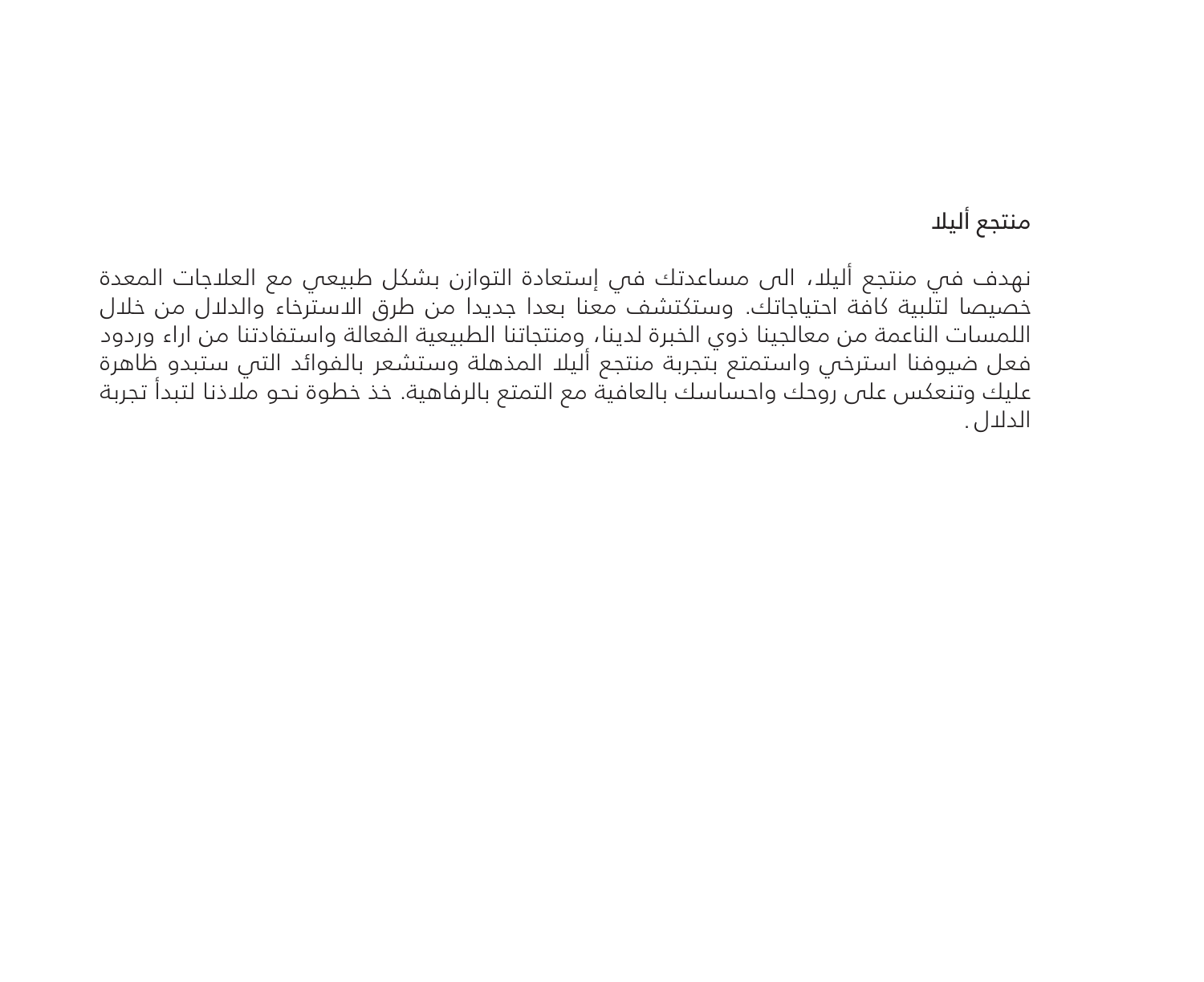## منتجع أليلا

نهدف في منتجع أليلا، الى مساعدتك في إستعادة التوازن بشكل طبيعي مع العلاجات المعدة خصيصا لتلبية كافة احتياجاتك. وستكتشف معنا بعدا جديدا من طرق الاسترخاء والدلال من خلال اللمسات الناعمة من معالجينا ذوي الخبرة لدينا، ومنتجاتنا الطبيعية الفعالة واستفادتنا من اراء وردود فعل ضيوفنا استرخي واستمتع بتجربة منتجع أليلا المذهلة وستشعر بالفوائد التي ستبدو ظاهرة عليك وتنعكس على روحك واحساسك بالعافية مع التمتع بالرفاهية. خذ خطوة نحو ملاذنا لتبدأ تجربة الدلال.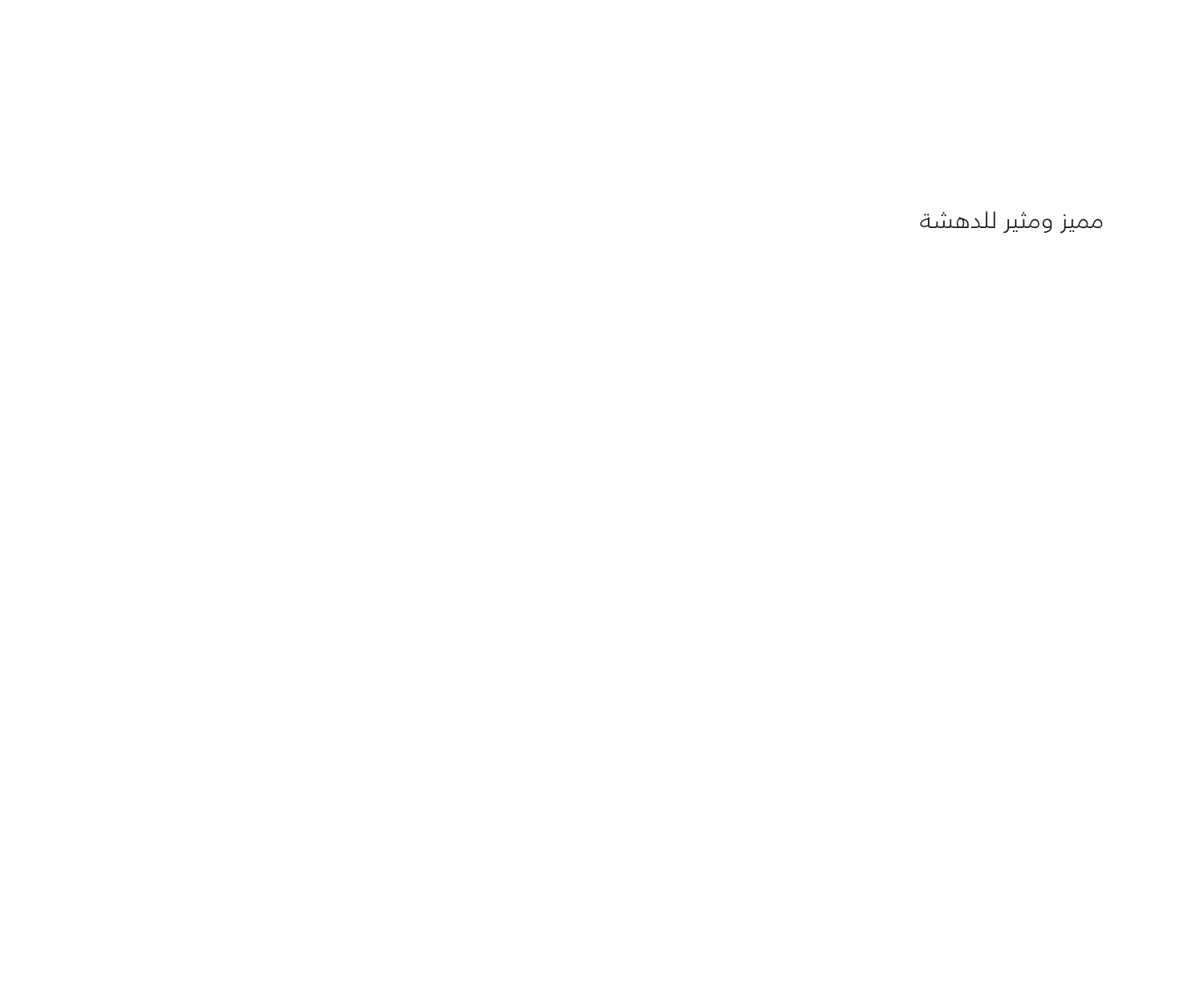مميز ومثير للدهشة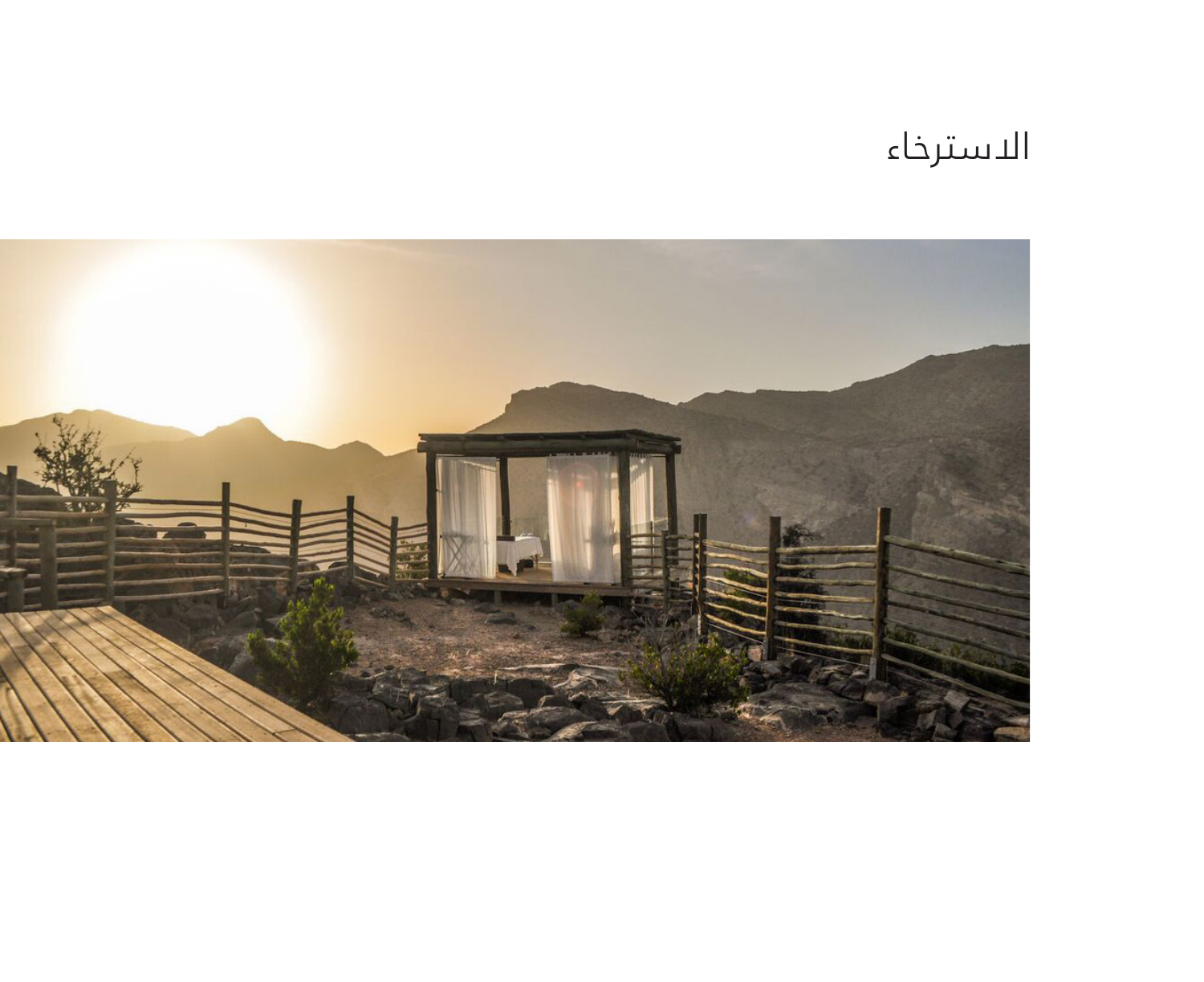الاسترخاء